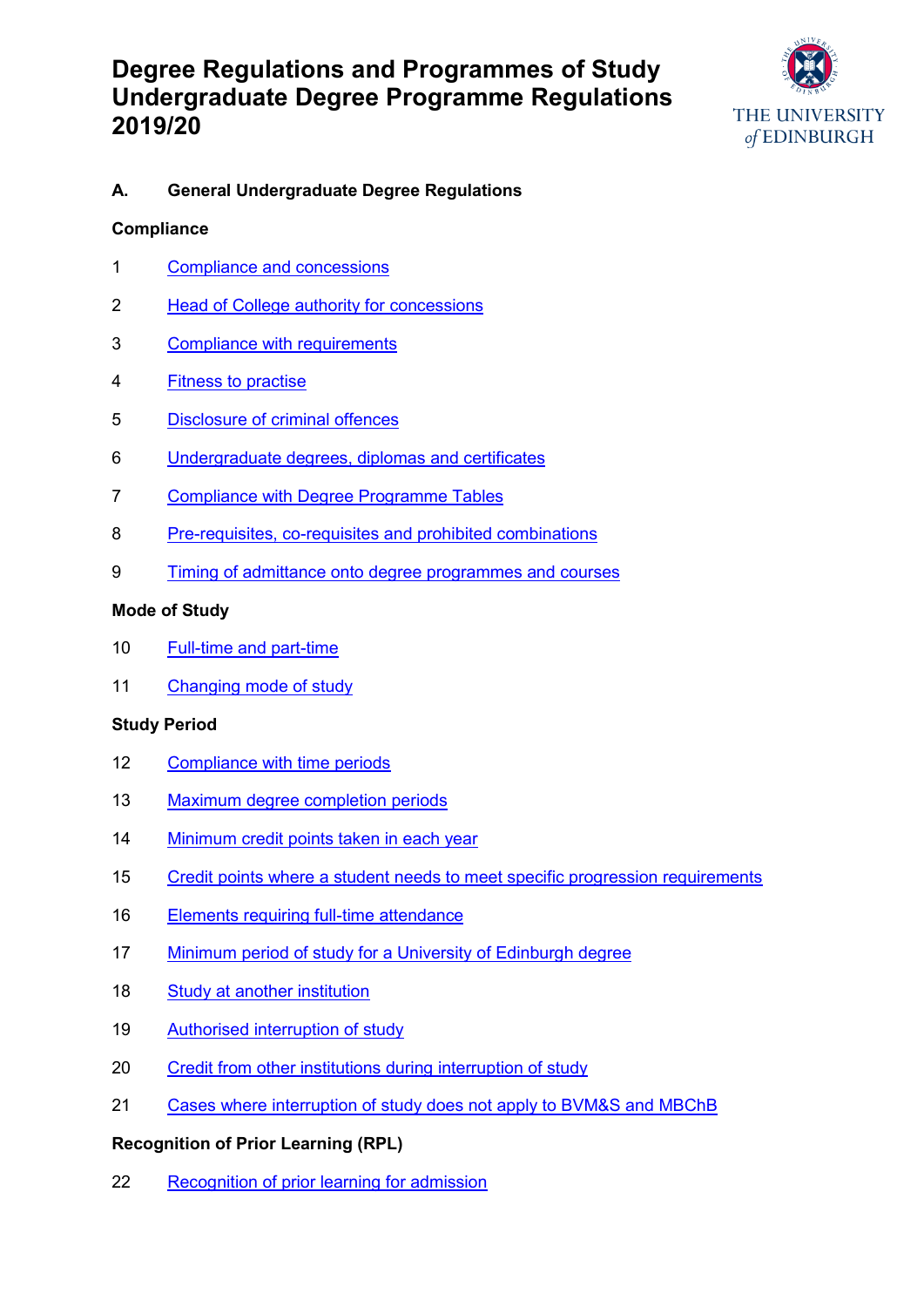# Degree Regulations and Programmes of Study Undergraduate Degree Programme Regulations 2019/20

THE UNIVERSITY of EDINBURGH

## A. General Undergraduate Degree Regulations

### Compliance

1 Compliance and concessions

2 Head of College authority for concessions

3 Compliance with requirements

4 Fitness to practise

5 Disclosure of criminal offences

6 Undergraduate degrees, diplomas and certificates

7 Compliance with Degree Programme Tables

8 Pre-requisites, co-requisites and prohibited combinations

9 Timing of admittance onto degree programmes and courses

### Mode of Study

10 Full-time and part-time

11 Changing mode of study

### Study Period

12 Compliance with time periods

13 Maximum degree completion periods

14 Minimum credit points taken in each year

15 Credit points where a student needs to meet specific progression requirements

16 Elements requiring full-time attendance

17 Minimum period of study for a University of Edinburgh degree

18 Study at another institution

19 Authorised interruption of study

20 Credit from other institutions during interruption of study

21 Cases where interruption of study does not apply to BVM&S and MBChB

### Recognition of Prior Learning (RPL)

22 Recognition of prior learning for admission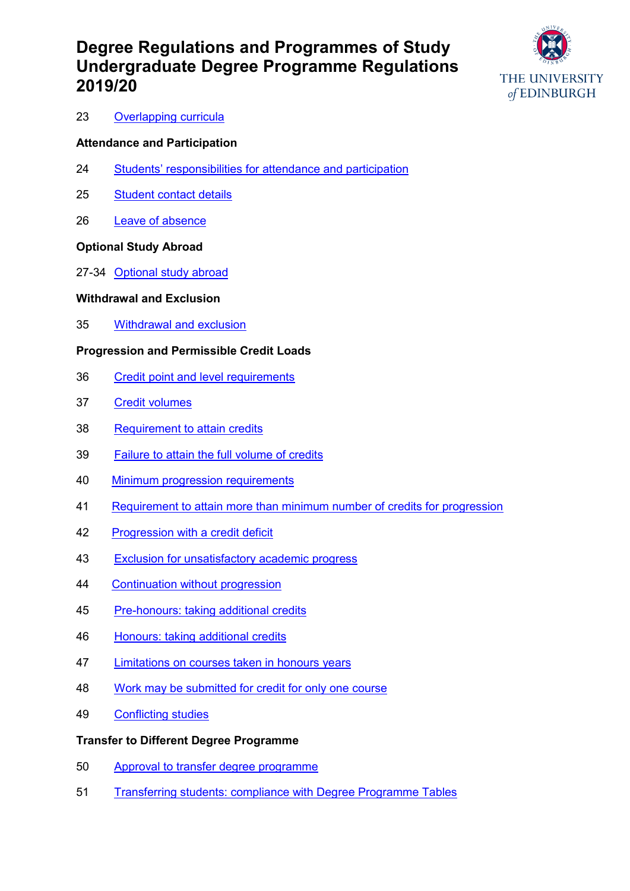23 Overlapping curricula

**Attendance and Participation**

24 Students' responsibilities for attendance and participation

25 Student contact details

26 Leave of absence

**Optional Study Abroad**

27-34 Optional study abroad

**Withdrawal and Exclusion**

35 Withdrawal and exclusion

**Progression and Permissible Credit Loads**

36 Credit point and level requirements

37 Credit volumes

38 Requirement to attain credits

39 Failure to attain the full volume of credits

40 Minimum progression requirements

41 Requirement to attain more than minimum number of credits for progression

42 Progression with a credit deficit

43 Exclusion for unsatisfactory academic progress

44 Continuation without progression

45 Pre-honours: taking additional credits

46 Honours: taking additional credits

47 Limitations on courses taken in honours years

48 Work may be submitted for credit for only one course

49 Conflicting studies

**Transfer to Different Degree Programme**

50 Approval to transfer degree programme

51 Transferring students: compliance with Degree Programme Tables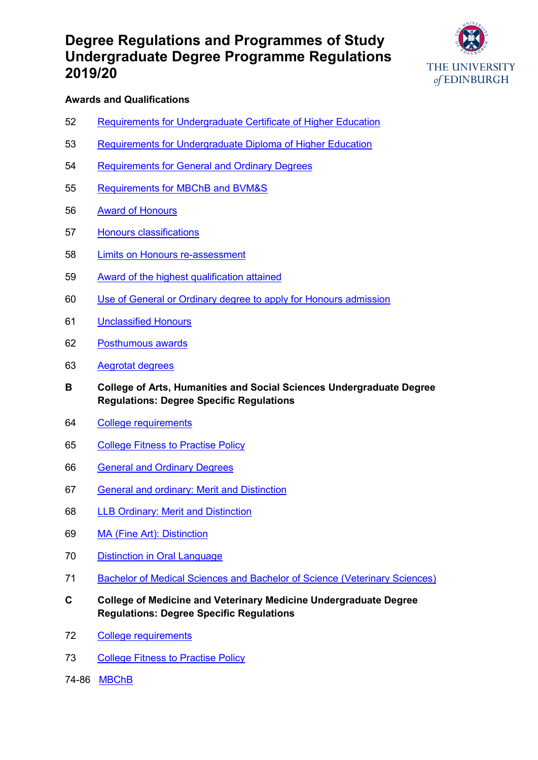# Degree Regulations and Programmes of Study Undergraduate Degree Programme Regulations 2019/20

**Awards and Qualifications**

52 Requirements for Undergraduate Certificate of Higher Education

53 Requirements for Undergraduate Diploma of Higher Education

54 Requirements for General and Ordinary Degrees

55 Requirements for MBChB and BVM&S

56 Award of Honours

57 Honours classifications

58 Limits on Honours re-assessment

59 Award of the highest qualification attained

60 Use of General or Ordinary degree to apply for Honours admission

61 Unclassified Honours

62 Posthumous awards

63 Aegrotat degrees

**B College of Arts, Humanities and Social Sciences Undergraduate Degree Regulations: Degree Specific Regulations**

64 College requirements

65 College Fitness to Practise Policy

66 General and Ordinary Degrees

67 General and ordinary: Merit and Distinction

68 LLB Ordinary: Merit and Distinction

69 MA (Fine Art): Distinction

70 Distinction in Oral Language

71 Bachelor of Medical Sciences and Bachelor of Science (Veterinary Sciences)

**C College of Medicine and Veterinary Medicine Undergraduate Degree Regulations: Degree Specific Regulations**

72 College requirements

73 College Fitness to Practise Policy

74-86 MBChB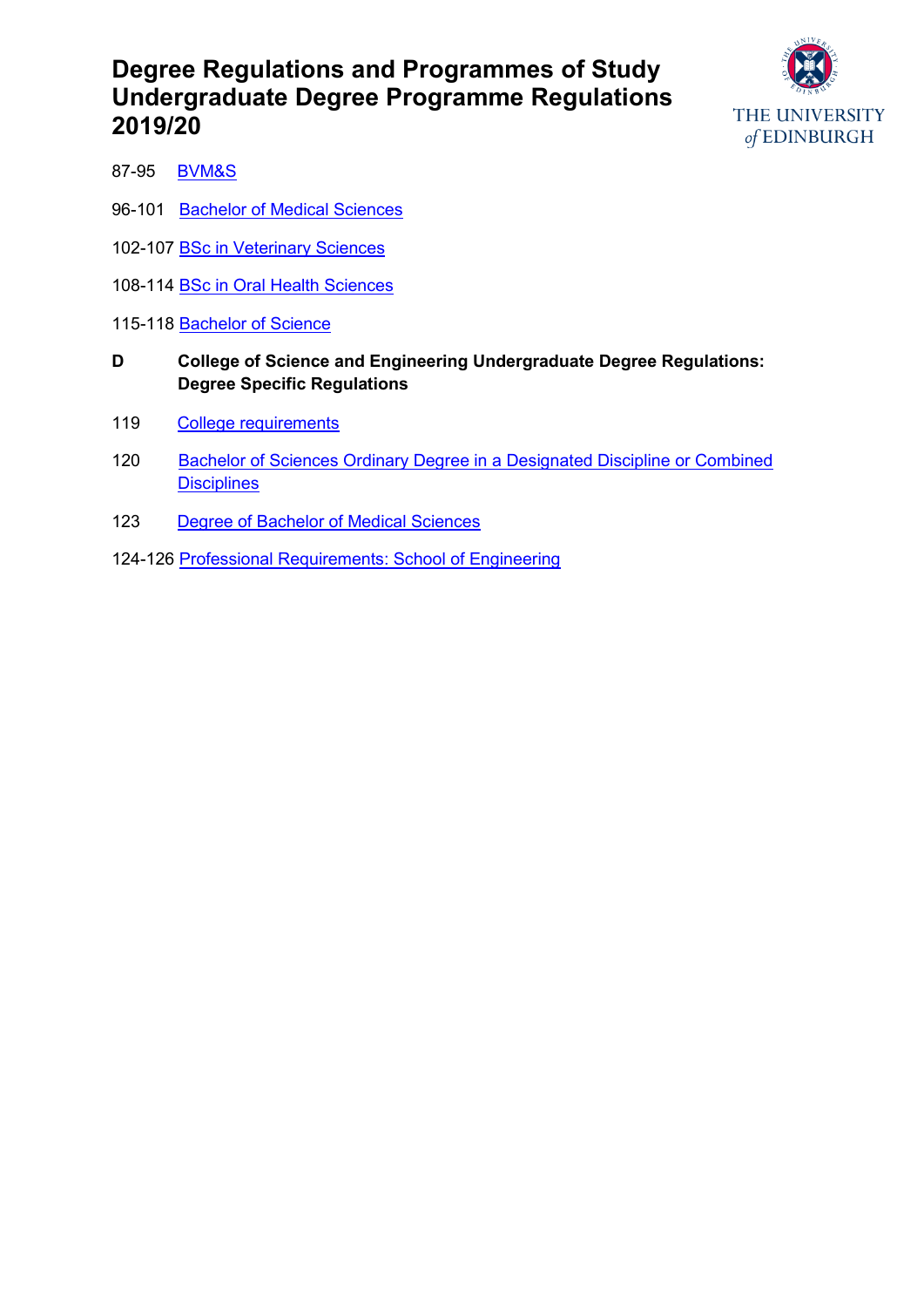# Degree Regulations and Programmes of Study Undergraduate Degree Programme Regulations 2019/20

87-95 BVM&S

96-101 Bachelor of Medical Sciences

102-107 BSc in Veterinary Sciences

108-114 BSc in Oral Health Sciences

115-118 Bachelor of Science

**D College of Science and Engineering Undergraduate Degree Regulations: Degree Specific Regulations**

119 College requirements

120 Bachelor of Sciences Ordinary Degree in a Designated Discipline or Combined Disciplines

123 Degree of Bachelor of Medical Sciences

124-126 Professional Requirements: School of Engineering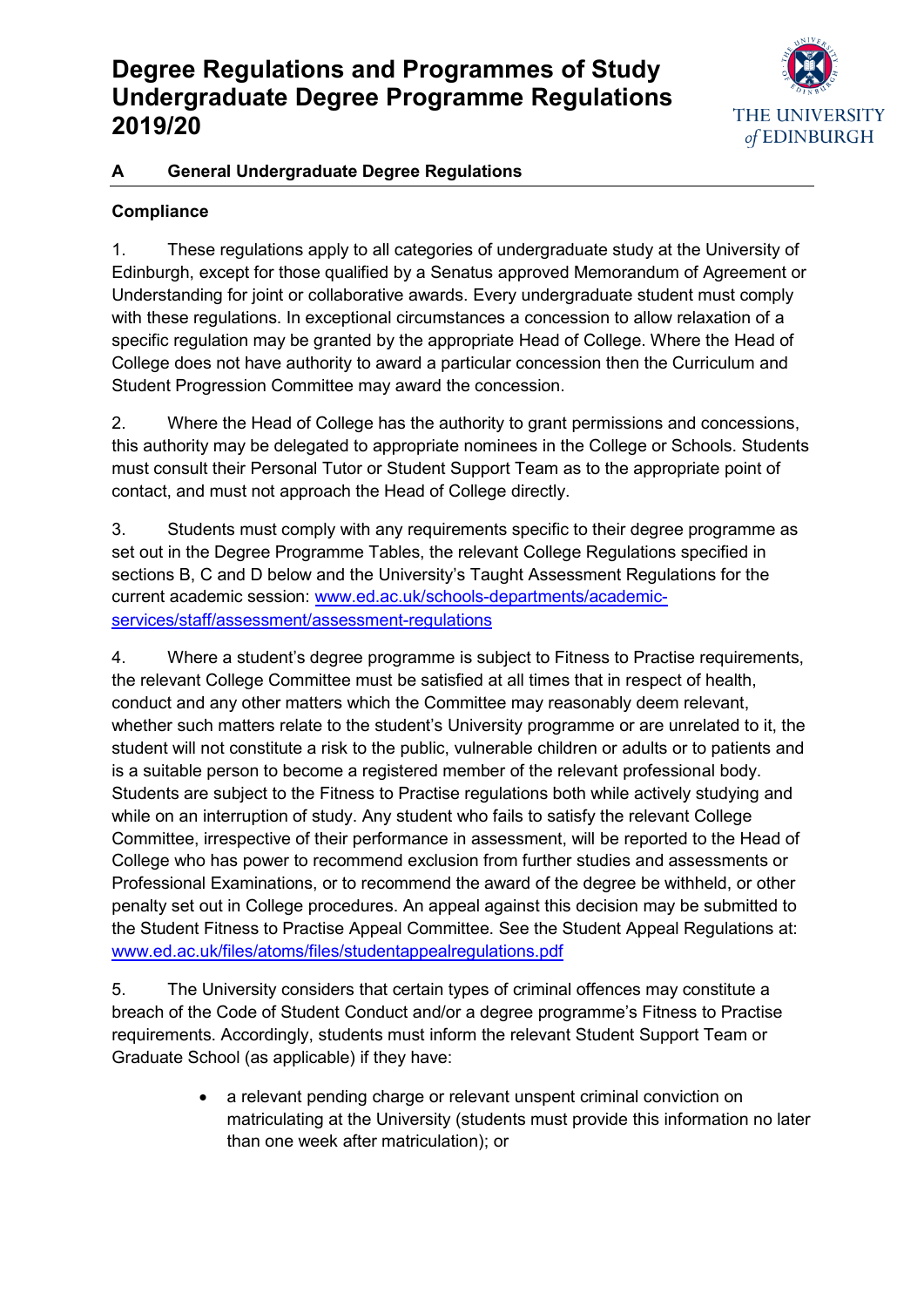# Degree Regulations and Programmes of Study Undergraduate Degree Programme Regulations 2019/20

## A General Undergraduate Degree Regulations

### Compliance

1. These regulations apply to all categories of undergraduate study at the University of Edinburgh, except for those qualified by a Senatus approved Memorandum of Agreement or Understanding for joint or collaborative awards. Every undergraduate student must comply with these regulations. In exceptional circumstances a concession to allow relaxation of a specific regulation may be granted by the appropriate Head of College. Where the Head of College does not have authority to award a particular concession then the Curriculum and Student Progression Committee may award the concession.

2. Where the Head of College has the authority to grant permissions and concessions, this authority may be delegated to appropriate nominees in the College or Schools. Students must consult their Personal Tutor or Student Support Team as to the appropriate point of contact, and must not approach the Head of College directly.

3. Students must comply with any requirements specific to their degree programme as set out in the Degree Programme Tables, the relevant College Regulations specified in sections B, C and D below and the University's Taught Assessment Regulations for the current academic session: [www.ed.ac.uk/schools-departments/academic-services/staff/assessment/assessment-regulations](www.ed.ac.uk/schools-departments/academic-services/staff/assessment/assessment-regulations)

4. Where a student's degree programme is subject to Fitness to Practise requirements, the relevant College Committee must be satisfied at all times that in respect of health, conduct and any other matters which the Committee may reasonably deem relevant, whether such matters relate to the student's University programme or are unrelated to it, the student will not constitute a risk to the public, vulnerable children or adults or to patients and is a suitable person to become a registered member of the relevant professional body. Students are subject to the Fitness to Practise regulations both while actively studying and while on an interruption of study. Any student who fails to satisfy the relevant College Committee, irrespective of their performance in assessment, will be reported to the Head of College who has power to recommend exclusion from further studies and assessments or Professional Examinations, or to recommend the award of the degree be withheld, or other penalty set out in College procedures. An appeal against this decision may be submitted to the Student Fitness to Practise Appeal Committee. See the Student Appeal Regulations at: [www.ed.ac.uk/files/atoms/files/studentappealregulations.pdf](www.ed.ac.uk/files/atoms/files/studentappealregulations.pdf)

5. The University considers that certain types of criminal offences may constitute a breach of the Code of Student Conduct and/or a degree programme's Fitness to Practise requirements. Accordingly, students must inform the relevant Student Support Team or Graduate School (as applicable) if they have:

   - a relevant pending charge or relevant unspent criminal conviction on matriculating at the University (students must provide this information no later than one week after matriculation); or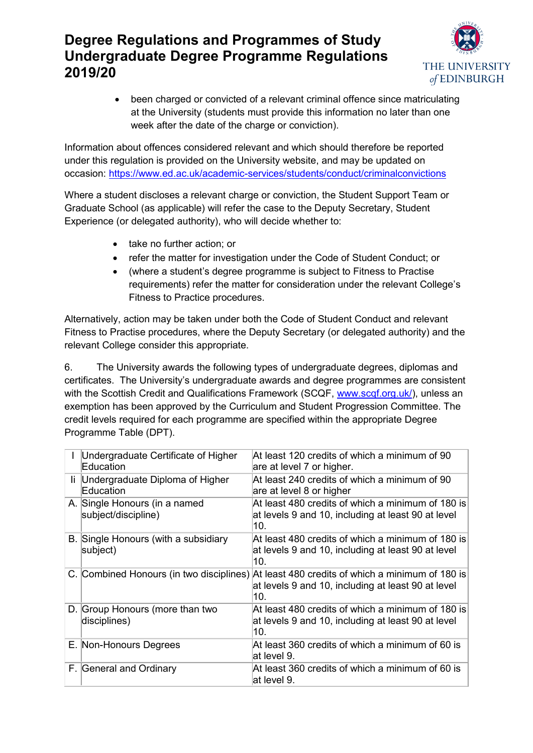- been charged or convicted of a relevant criminal offence since matriculating at the University (students must provide this information no later than one week after the date of the charge or conviction).

Information about offences considered relevant and which should therefore be reported under this regulation is provided on the University website, and may be updated on occasion: https://www.ed.ac.uk/academic-services/students/conduct/criminalconvictions

Where a student discloses a relevant charge or conviction, the Student Support Team or Graduate School (as applicable) will refer the case to the Deputy Secretary, Student Experience (or delegated authority), who will decide whether to:

- take no further action; or
- refer the matter for investigation under the Code of Student Conduct; or
- (where a student's degree programme is subject to Fitness to Practise requirements) refer the matter for consideration under the relevant College's Fitness to Practice procedures.

Alternatively, action may be taken under both the Code of Student Conduct and relevant Fitness to Practise procedures, where the Deputy Secretary (or delegated authority) and the relevant College consider this appropriate.

6. The University awards the following types of undergraduate degrees, diplomas and certificates. The University's undergraduate awards and degree programmes are consistent with the Scottish Credit and Qualifications Framework (SCQF, www.scqf.org.uk/), unless an exemption has been approved by the Curriculum and Student Progression Committee. The credit levels required for each programme are specified within the appropriate Degree Programme Table (DPT).

| | | |
|---|---|---|
| I | Undergraduate Certificate of Higher Education | At least 120 credits of which a minimum of 90 are at level 7 or higher. |
| Ii | Undergraduate Diploma of Higher Education | At least 240 credits of which a minimum of 90 are at level 8 or higher |
| A. | Single Honours (in a named subject/discipline) | At least 480 credits of which a minimum of 180 is at levels 9 and 10, including at least 90 at level 10. |
| B. | Single Honours (with a subsidiary subject) | At least 480 credits of which a minimum of 180 is at levels 9 and 10, including at least 90 at level 10. |
| C. | Combined Honours (in two disciplines) | At least 480 credits of which a minimum of 180 is at levels 9 and 10, including at least 90 at level 10. |
| D. | Group Honours (more than two disciplines) | At least 480 credits of which a minimum of 180 is at levels 9 and 10, including at least 90 at level 10. |
| E. | Non-Honours Degrees | At least 360 credits of which a minimum of 60 is at level 9. |
| F. | General and Ordinary | At least 360 credits of which a minimum of 60 is at level 9. |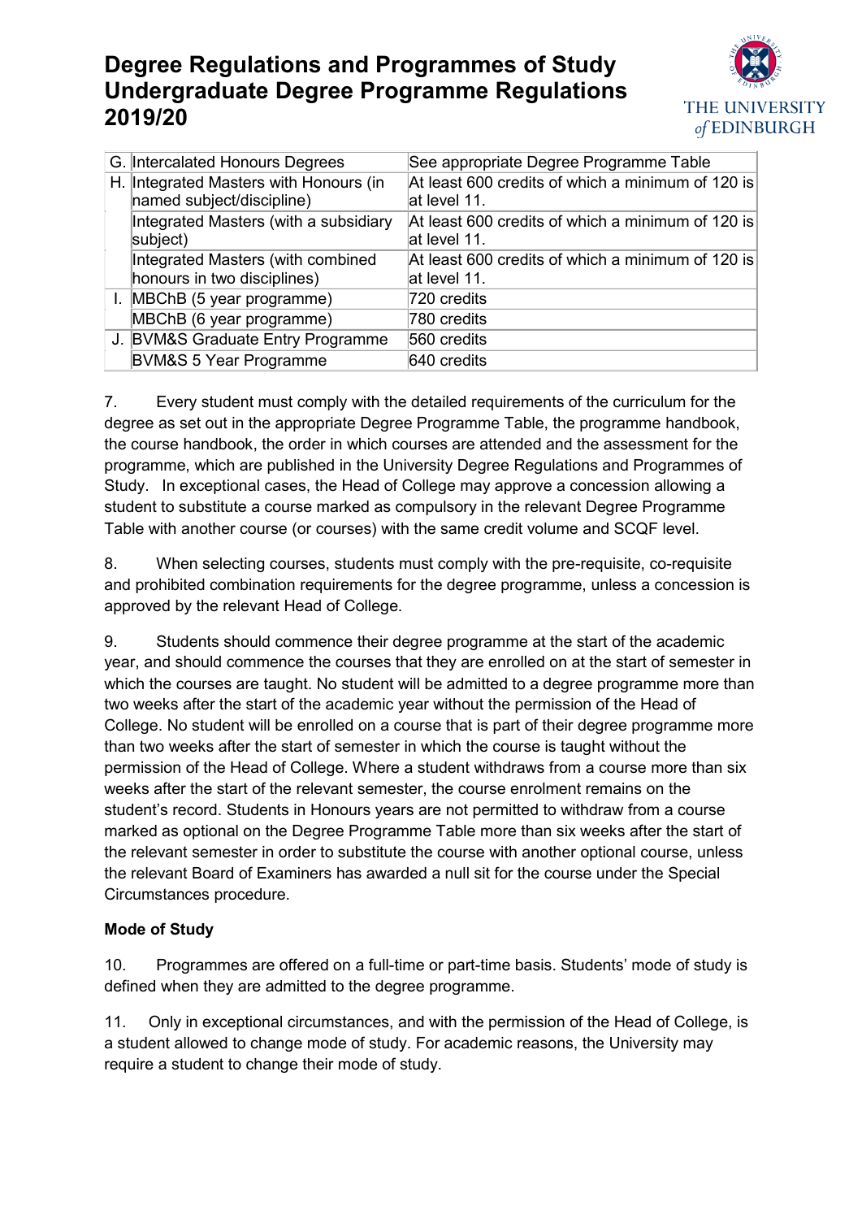| | | |
|---|---|---|
| G. | Intercalated Honours Degrees | See appropriate Degree Programme Table |
| H. | Integrated Masters with Honours (in named subject/discipline) | At least 600 credits of which a minimum of 120 is at level 11. |
| | Integrated Masters (with a subsidiary subject) | At least 600 credits of which a minimum of 120 is at level 11. |
| | Integrated Masters (with combined honours in two disciplines) | At least 600 credits of which a minimum of 120 is at level 11. |
| I. | MBChB (5 year programme) | 720 credits |
| | MBChB (6 year programme) | 780 credits |
| J. | BVM&S Graduate Entry Programme | 560 credits |
| | BVM&S 5 Year Programme | 640 credits |

7. Every student must comply with the detailed requirements of the curriculum for the degree as set out in the appropriate Degree Programme Table, the programme handbook, the course handbook, the order in which courses are attended and the assessment for the programme, which are published in the University Degree Regulations and Programmes of Study. In exceptional cases, the Head of College may approve a concession allowing a student to substitute a course marked as compulsory in the relevant Degree Programme Table with another course (or courses) with the same credit volume and SCQF level.

8. When selecting courses, students must comply with the pre-requisite, co-requisite and prohibited combination requirements for the degree programme, unless a concession is approved by the relevant Head of College.

9. Students should commence their degree programme at the start of the academic year, and should commence the courses that they are enrolled on at the start of semester in which the courses are taught. No student will be admitted to a degree programme more than two weeks after the start of the academic year without the permission of the Head of College. No student will be enrolled on a course that is part of their degree programme more than two weeks after the start of semester in which the course is taught without the permission of the Head of College. Where a student withdraws from a course more than six weeks after the start of the relevant semester, the course enrolment remains on the student's record. Students in Honours years are not permitted to withdraw from a course marked as optional on the Degree Programme Table more than six weeks after the start of the relevant semester in order to substitute the course with another optional course, unless the relevant Board of Examiners has awarded a null sit for the course under the Special Circumstances procedure.

**Mode of Study**

10. Programmes are offered on a full-time or part-time basis. Students' mode of study is defined when they are admitted to the degree programme.

11. Only in exceptional circumstances, and with the permission of the Head of College, is a student allowed to change mode of study. For academic reasons, the University may require a student to change their mode of study.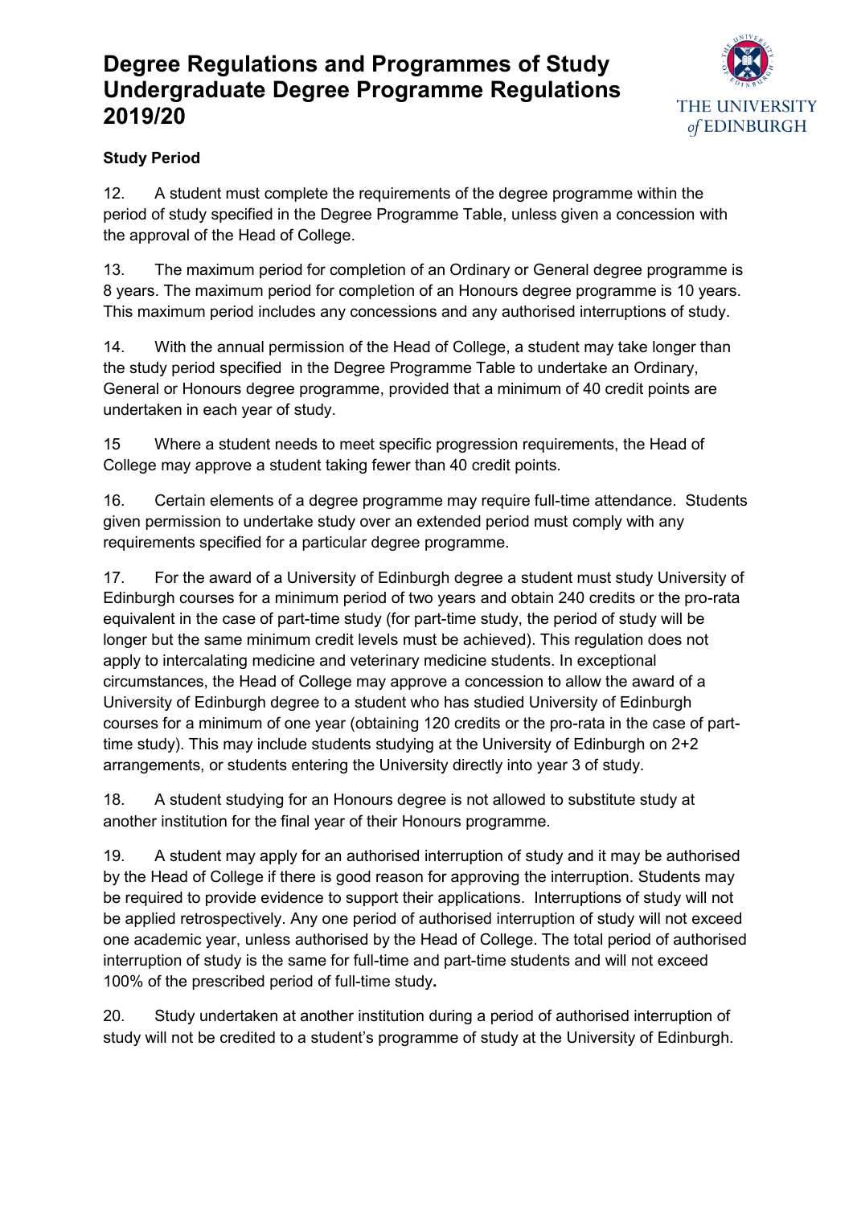## Study Period

12. A student must complete the requirements of the degree programme within the period of study specified in the Degree Programme Table, unless given a concession with the approval of the Head of College.

13. The maximum period for completion of an Ordinary or General degree programme is 8 years. The maximum period for completion of an Honours degree programme is 10 years. This maximum period includes any concessions and any authorised interruptions of study.

14. With the annual permission of the Head of College, a student may take longer than the study period specified in the Degree Programme Table to undertake an Ordinary, General or Honours degree programme, provided that a minimum of 40 credit points are undertaken in each year of study.

15 Where a student needs to meet specific progression requirements, the Head of College may approve a student taking fewer than 40 credit points.

16. Certain elements of a degree programme may require full-time attendance. Students given permission to undertake study over an extended period must comply with any requirements specified for a particular degree programme.

17. For the award of a University of Edinburgh degree a student must study University of Edinburgh courses for a minimum period of two years and obtain 240 credits or the pro-rata equivalent in the case of part-time study (for part-time study, the period of study will be longer but the same minimum credit levels must be achieved). This regulation does not apply to intercalating medicine and veterinary medicine students. In exceptional circumstances, the Head of College may approve a concession to allow the award of a University of Edinburgh degree to a student who has studied University of Edinburgh courses for a minimum of one year (obtaining 120 credits or the pro-rata in the case of part-time study). This may include students studying at the University of Edinburgh on 2+2 arrangements, or students entering the University directly into year 3 of study.

18. A student studying for an Honours degree is not allowed to substitute study at another institution for the final year of their Honours programme.

19. A student may apply for an authorised interruption of study and it may be authorised by the Head of College if there is good reason for approving the interruption. Students may be required to provide evidence to support their applications. Interruptions of study will not be applied retrospectively. Any one period of authorised interruption of study will not exceed one academic year, unless authorised by the Head of College. The total period of authorised interruption of study is the same for full-time and part-time students and will not exceed 100% of the prescribed period of full-time study.

20. Study undertaken at another institution during a period of authorised interruption of study will not be credited to a student's programme of study at the University of Edinburgh.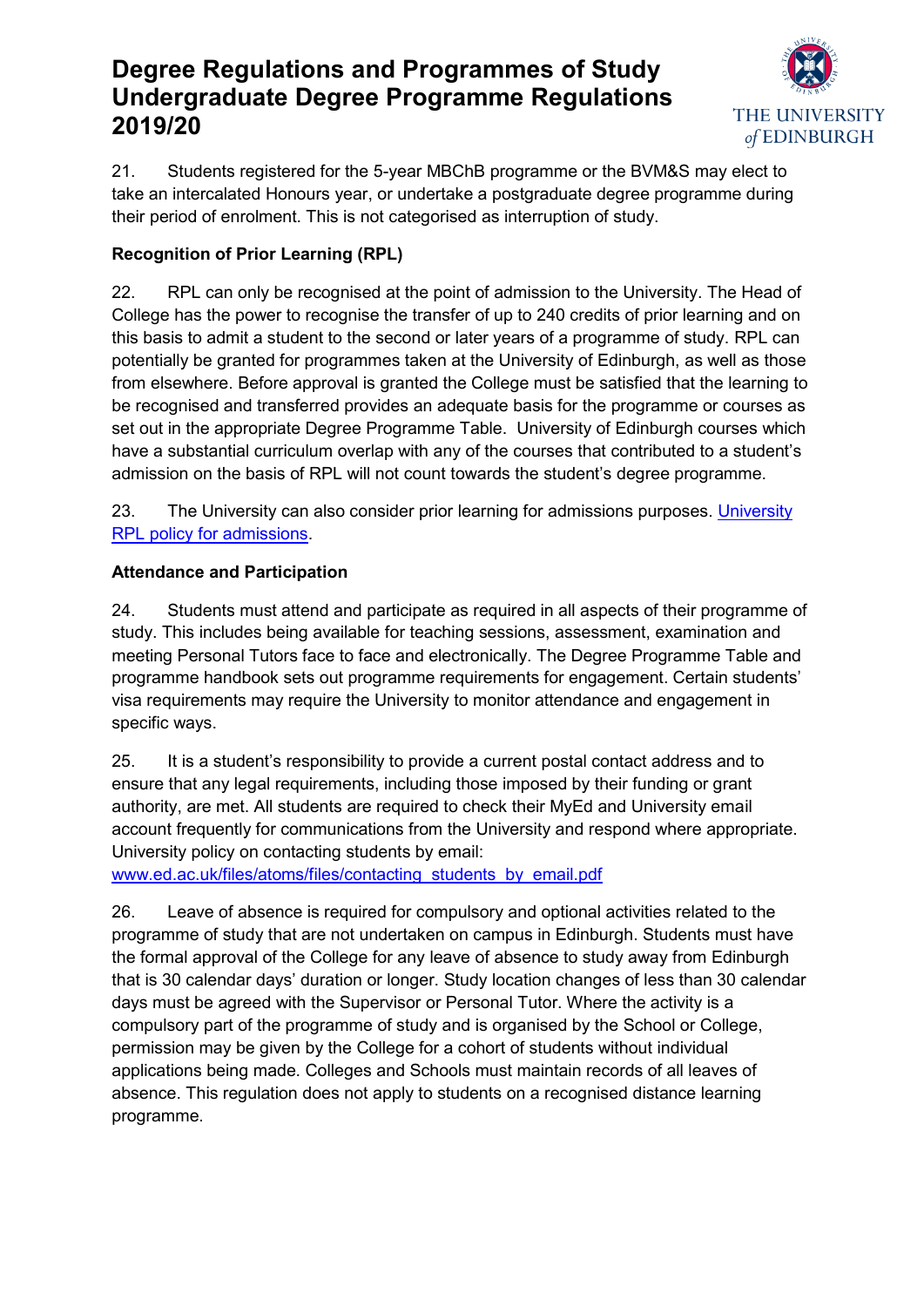21. Students registered for the 5-year MBChB programme or the BVM&S may elect to take an intercalated Honours year, or undertake a postgraduate degree programme during their period of enrolment. This is not categorised as interruption of study.

**Recognition of Prior Learning (RPL)**

22. RPL can only be recognised at the point of admission to the University. The Head of College has the power to recognise the transfer of up to 240 credits of prior learning and on this basis to admit a student to the second or later years of a programme of study. RPL can potentially be granted for programmes taken at the University of Edinburgh, as well as those from elsewhere. Before approval is granted the College must be satisfied that the learning to be recognised and transferred provides an adequate basis for the programme or courses as set out in the appropriate Degree Programme Table. University of Edinburgh courses which have a substantial curriculum overlap with any of the courses that contributed to a student's admission on the basis of RPL will not count towards the student's degree programme.

23. The University can also consider prior learning for admissions purposes. University RPL policy for admissions.

**Attendance and Participation**

24. Students must attend and participate as required in all aspects of their programme of study. This includes being available for teaching sessions, assessment, examination and meeting Personal Tutors face to face and electronically. The Degree Programme Table and programme handbook sets out programme requirements for engagement. Certain students' visa requirements may require the University to monitor attendance and engagement in specific ways.

25. It is a student's responsibility to provide a current postal contact address and to ensure that any legal requirements, including those imposed by their funding or grant authority, are met. All students are required to check their MyEd and University email account frequently for communications from the University and respond where appropriate. University policy on contacting students by email:
www.ed.ac.uk/files/atoms/files/contacting_students_by_email.pdf

26. Leave of absence is required for compulsory and optional activities related to the programme of study that are not undertaken on campus in Edinburgh. Students must have the formal approval of the College for any leave of absence to study away from Edinburgh that is 30 calendar days' duration or longer. Study location changes of less than 30 calendar days must be agreed with the Supervisor or Personal Tutor. Where the activity is a compulsory part of the programme of study and is organised by the School or College, permission may be given by the College for a cohort of students without individual applications being made. Colleges and Schools must maintain records of all leaves of absence. This regulation does not apply to students on a recognised distance learning programme.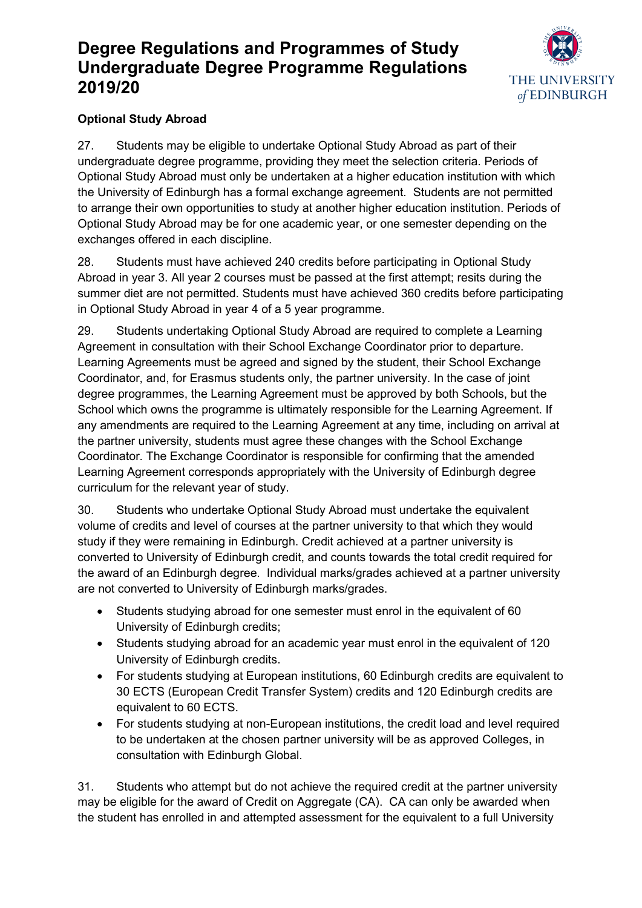### Optional Study Abroad

27. Students may be eligible to undertake Optional Study Abroad as part of their undergraduate degree programme, providing they meet the selection criteria. Periods of Optional Study Abroad must only be undertaken at a higher education institution with which the University of Edinburgh has a formal exchange agreement. Students are not permitted to arrange their own opportunities to study at another higher education institution. Periods of Optional Study Abroad may be for one academic year, or one semester depending on the exchanges offered in each discipline.

28. Students must have achieved 240 credits before participating in Optional Study Abroad in year 3. All year 2 courses must be passed at the first attempt; resits during the summer diet are not permitted. Students must have achieved 360 credits before participating in Optional Study Abroad in year 4 of a 5 year programme.

29. Students undertaking Optional Study Abroad are required to complete a Learning Agreement in consultation with their School Exchange Coordinator prior to departure. Learning Agreements must be agreed and signed by the student, their School Exchange Coordinator, and, for Erasmus students only, the partner university. In the case of joint degree programmes, the Learning Agreement must be approved by both Schools, but the School which owns the programme is ultimately responsible for the Learning Agreement. If any amendments are required to the Learning Agreement at any time, including on arrival at the partner university, students must agree these changes with the School Exchange Coordinator. The Exchange Coordinator is responsible for confirming that the amended Learning Agreement corresponds appropriately with the University of Edinburgh degree curriculum for the relevant year of study.

30. Students who undertake Optional Study Abroad must undertake the equivalent volume of credits and level of courses at the partner university to that which they would study if they were remaining in Edinburgh. Credit achieved at a partner university is converted to University of Edinburgh credit, and counts towards the total credit required for the award of an Edinburgh degree. Individual marks/grades achieved at a partner university are not converted to University of Edinburgh marks/grades.

- Students studying abroad for one semester must enrol in the equivalent of 60 University of Edinburgh credits;
- Students studying abroad for an academic year must enrol in the equivalent of 120 University of Edinburgh credits.
- For students studying at European institutions, 60 Edinburgh credits are equivalent to 30 ECTS (European Credit Transfer System) credits and 120 Edinburgh credits are equivalent to 60 ECTS.
- For students studying at non-European institutions, the credit load and level required to be undertaken at the chosen partner university will be as approved Colleges, in consultation with Edinburgh Global.

31. Students who attempt but do not achieve the required credit at the partner university may be eligible for the award of Credit on Aggregate (CA). CA can only be awarded when the student has enrolled in and attempted assessment for the equivalent to a full University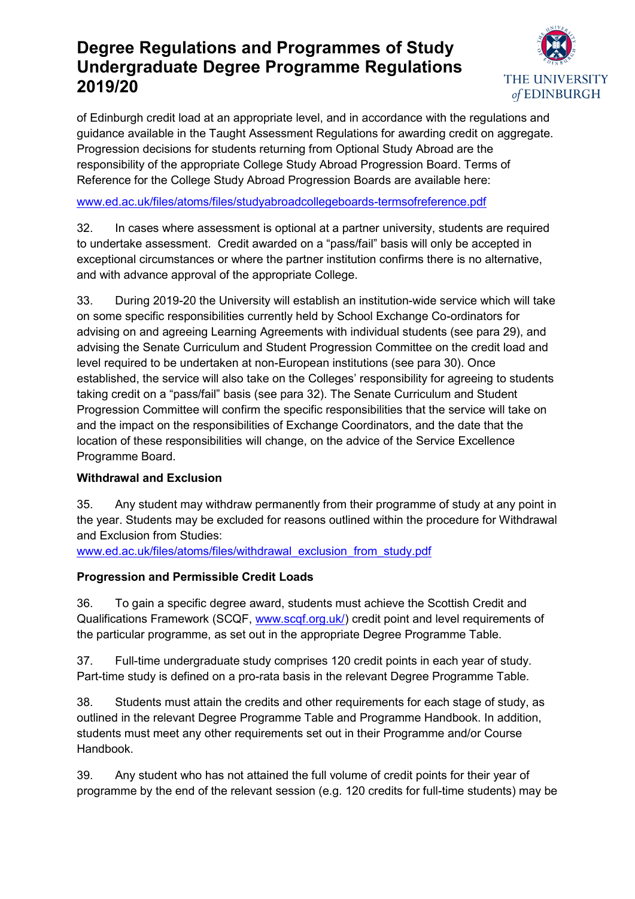of Edinburgh credit load at an appropriate level, and in accordance with the regulations and guidance available in the Taught Assessment Regulations for awarding credit on aggregate. Progression decisions for students returning from Optional Study Abroad are the responsibility of the appropriate College Study Abroad Progression Board. Terms of Reference for the College Study Abroad Progression Boards are available here:

www.ed.ac.uk/files/atoms/files/studyabroadcollegeboards-termsofreference.pdf

32. In cases where assessment is optional at a partner university, students are required to undertake assessment. Credit awarded on a "pass/fail" basis will only be accepted in exceptional circumstances or where the partner institution confirms there is no alternative, and with advance approval of the appropriate College.

33. During 2019-20 the University will establish an institution-wide service which will take on some specific responsibilities currently held by School Exchange Co-ordinators for advising on and agreeing Learning Agreements with individual students (see para 29), and advising the Senate Curriculum and Student Progression Committee on the credit load and level required to be undertaken at non-European institutions (see para 30). Once established, the service will also take on the Colleges' responsibility for agreeing to students taking credit on a "pass/fail" basis (see para 32). The Senate Curriculum and Student Progression Committee will confirm the specific responsibilities that the service will take on and the impact on the responsibilities of Exchange Coordinators, and the date that the location of these responsibilities will change, on the advice of the Service Excellence Programme Board.

**Withdrawal and Exclusion**

35. Any student may withdraw permanently from their programme of study at any point in the year. Students may be excluded for reasons outlined within the procedure for Withdrawal and Exclusion from Studies:
www.ed.ac.uk/files/atoms/files/withdrawal_exclusion_from_study.pdf

**Progression and Permissible Credit Loads**

36. To gain a specific degree award, students must achieve the Scottish Credit and Qualifications Framework (SCQF, www.scqf.org.uk/) credit point and level requirements of the particular programme, as set out in the appropriate Degree Programme Table.

37. Full-time undergraduate study comprises 120 credit points in each year of study. Part-time study is defined on a pro-rata basis in the relevant Degree Programme Table.

38. Students must attain the credits and other requirements for each stage of study, as outlined in the relevant Degree Programme Table and Programme Handbook. In addition, students must meet any other requirements set out in their Programme and/or Course Handbook.

39. Any student who has not attained the full volume of credit points for their year of programme by the end of the relevant session (e.g. 120 credits for full-time students) may be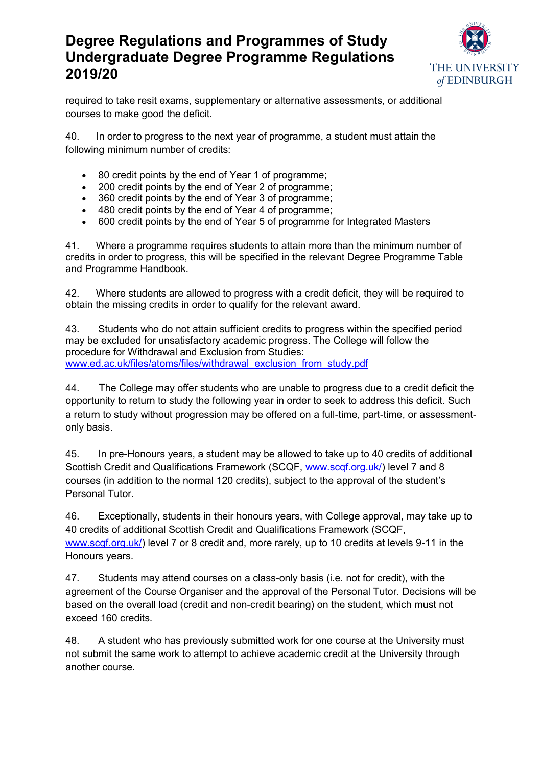required to take resit exams, supplementary or alternative assessments, or additional courses to make good the deficit.

40. In order to progress to the next year of programme, a student must attain the following minimum number of credits:

- 80 credit points by the end of Year 1 of programme;
- 200 credit points by the end of Year 2 of programme;
- 360 credit points by the end of Year 3 of programme;
- 480 credit points by the end of Year 4 of programme;
- 600 credit points by the end of Year 5 of programme for Integrated Masters

41. Where a programme requires students to attain more than the minimum number of credits in order to progress, this will be specified in the relevant Degree Programme Table and Programme Handbook.

42. Where students are allowed to progress with a credit deficit, they will be required to obtain the missing credits in order to qualify for the relevant award.

43. Students who do not attain sufficient credits to progress within the specified period may be excluded for unsatisfactory academic progress. The College will follow the procedure for Withdrawal and Exclusion from Studies: [www.ed.ac.uk/files/atoms/files/withdrawal_exclusion_from_study.pdf](www.ed.ac.uk/files/atoms/files/withdrawal_exclusion_from_study.pdf)

44. The College may offer students who are unable to progress due to a credit deficit the opportunity to return to study the following year in order to seek to address this deficit. Such a return to study without progression may be offered on a full-time, part-time, or assessment-only basis.

45. In pre-Honours years, a student may be allowed to take up to 40 credits of additional Scottish Credit and Qualifications Framework (SCQF, [www.scqf.org.uk/](www.scqf.org.uk/)) level 7 and 8 courses (in addition to the normal 120 credits), subject to the approval of the student's Personal Tutor.

46. Exceptionally, students in their honours years, with College approval, may take up to 40 credits of additional Scottish Credit and Qualifications Framework (SCQF, [www.scqf.org.uk/](www.scqf.org.uk/)) level 7 or 8 credit and, more rarely, up to 10 credits at levels 9-11 in the Honours years.

47. Students may attend courses on a class-only basis (i.e. not for credit), with the agreement of the Course Organiser and the approval of the Personal Tutor. Decisions will be based on the overall load (credit and non-credit bearing) on the student, which must not exceed 160 credits.

48. A student who has previously submitted work for one course at the University must not submit the same work to attempt to achieve academic credit at the University through another course.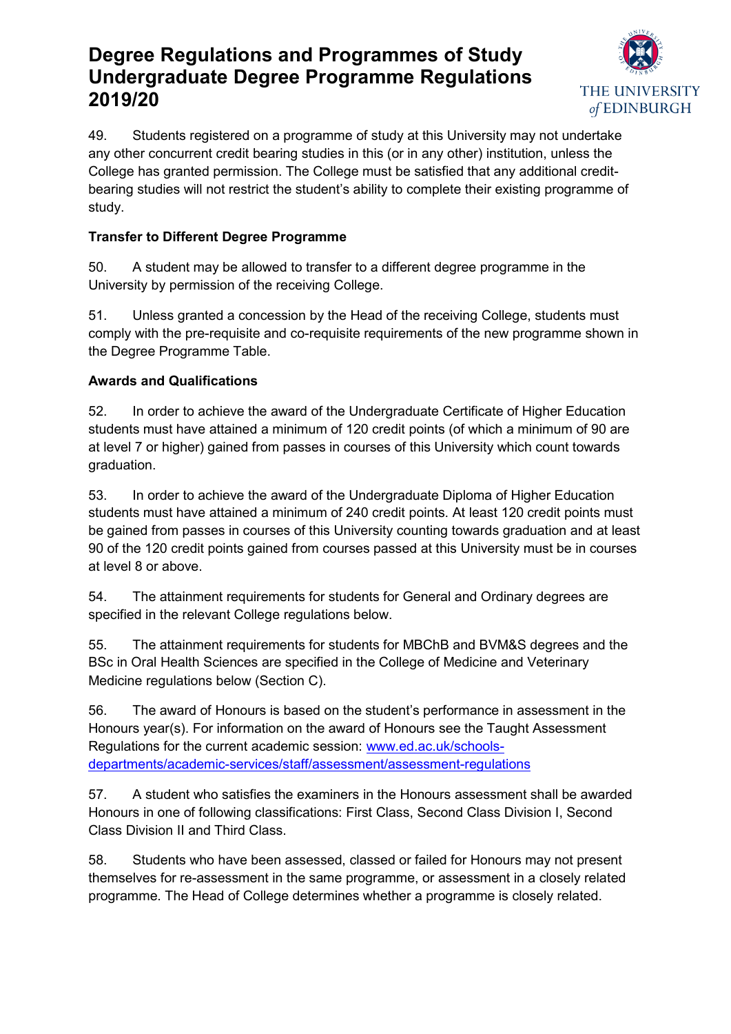49. Students registered on a programme of study at this University may not undertake any other concurrent credit bearing studies in this (or in any other) institution, unless the College has granted permission. The College must be satisfied that any additional credit-bearing studies will not restrict the student's ability to complete their existing programme of study.

**Transfer to Different Degree Programme**

50. A student may be allowed to transfer to a different degree programme in the University by permission of the receiving College.

51. Unless granted a concession by the Head of the receiving College, students must comply with the pre-requisite and co-requisite requirements of the new programme shown in the Degree Programme Table.

**Awards and Qualifications**

52. In order to achieve the award of the Undergraduate Certificate of Higher Education students must have attained a minimum of 120 credit points (of which a minimum of 90 are at level 7 or higher) gained from passes in courses of this University which count towards graduation.

53. In order to achieve the award of the Undergraduate Diploma of Higher Education students must have attained a minimum of 240 credit points. At least 120 credit points must be gained from passes in courses of this University counting towards graduation and at least 90 of the 120 credit points gained from courses passed at this University must be in courses at level 8 or above.

54. The attainment requirements for students for General and Ordinary degrees are specified in the relevant College regulations below.

55. The attainment requirements for students for MBChB and BVM&S degrees and the BSc in Oral Health Sciences are specified in the College of Medicine and Veterinary Medicine regulations below (Section C).

56. The award of Honours is based on the student's performance in assessment in the Honours year(s). For information on the award of Honours see the Taught Assessment Regulations for the current academic session: [www.ed.ac.uk/schools-departments/academic-services/staff/assessment/assessment-regulations](www.ed.ac.uk/schools-departments/academic-services/staff/assessment/assessment-regulations)

57. A student who satisfies the examiners in the Honours assessment shall be awarded Honours in one of following classifications: First Class, Second Class Division I, Second Class Division II and Third Class.

58. Students who have been assessed, classed or failed for Honours may not present themselves for re-assessment in the same programme, or assessment in a closely related programme. The Head of College determines whether a programme is closely related.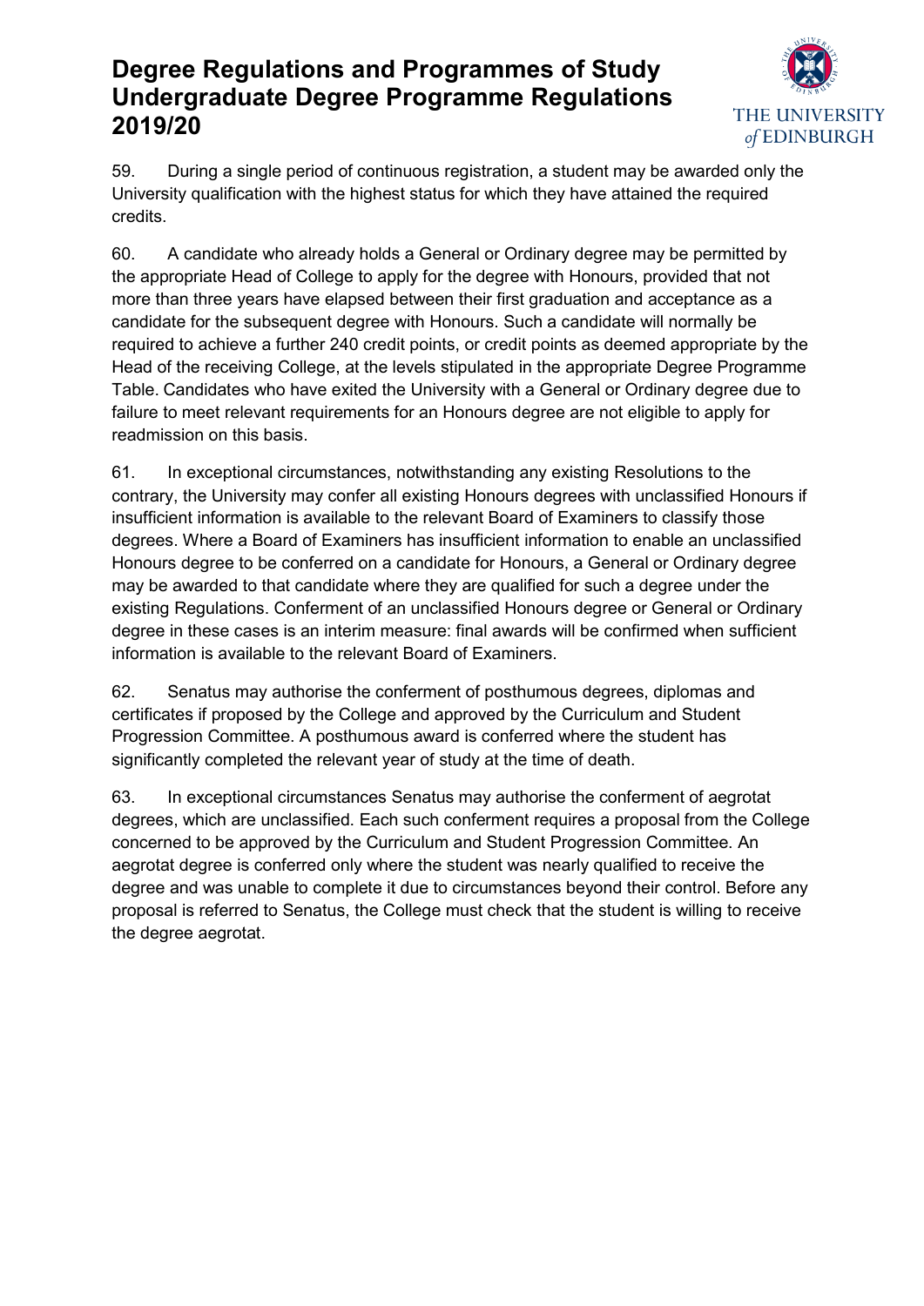59. During a single period of continuous registration, a student may be awarded only the University qualification with the highest status for which they have attained the required credits.

60. A candidate who already holds a General or Ordinary degree may be permitted by the appropriate Head of College to apply for the degree with Honours, provided that not more than three years have elapsed between their first graduation and acceptance as a candidate for the subsequent degree with Honours. Such a candidate will normally be required to achieve a further 240 credit points, or credit points as deemed appropriate by the Head of the receiving College, at the levels stipulated in the appropriate Degree Programme Table. Candidates who have exited the University with a General or Ordinary degree due to failure to meet relevant requirements for an Honours degree are not eligible to apply for readmission on this basis.

61. In exceptional circumstances, notwithstanding any existing Resolutions to the contrary, the University may confer all existing Honours degrees with unclassified Honours if insufficient information is available to the relevant Board of Examiners to classify those degrees. Where a Board of Examiners has insufficient information to enable an unclassified Honours degree to be conferred on a candidate for Honours, a General or Ordinary degree may be awarded to that candidate where they are qualified for such a degree under the existing Regulations. Conferment of an unclassified Honours degree or General or Ordinary degree in these cases is an interim measure: final awards will be confirmed when sufficient information is available to the relevant Board of Examiners.

62. Senatus may authorise the conferment of posthumous degrees, diplomas and certificates if proposed by the College and approved by the Curriculum and Student Progression Committee. A posthumous award is conferred where the student has significantly completed the relevant year of study at the time of death.

63. In exceptional circumstances Senatus may authorise the conferment of aegrotat degrees, which are unclassified. Each such conferment requires a proposal from the College concerned to be approved by the Curriculum and Student Progression Committee. An aegrotat degree is conferred only where the student was nearly qualified to receive the degree and was unable to complete it due to circumstances beyond their control. Before any proposal is referred to Senatus, the College must check that the student is willing to receive the degree aegrotat.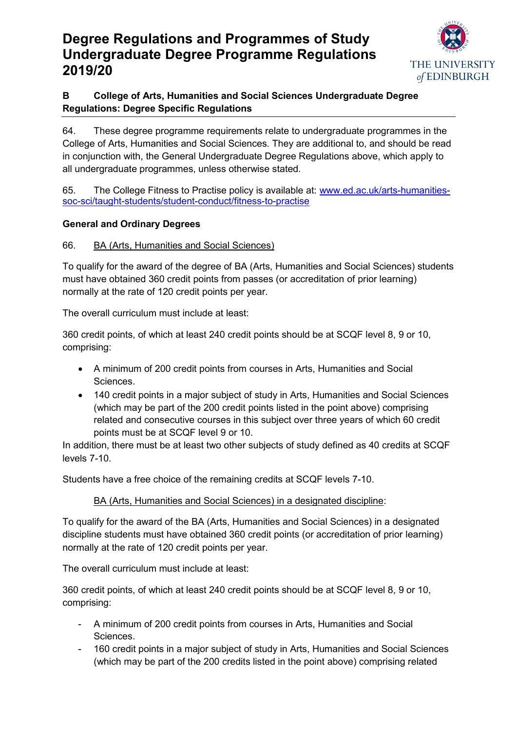# Degree Regulations and Programmes of Study Undergraduate Degree Programme Regulations 2019/20

**B College of Arts, Humanities and Social Sciences Undergraduate Degree Regulations: Degree Specific Regulations**

64. These degree programme requirements relate to undergraduate programmes in the College of Arts, Humanities and Social Sciences. They are additional to, and should be read in conjunction with, the General Undergraduate Degree Regulations above, which apply to all undergraduate programmes, unless otherwise stated.

65. The College Fitness to Practise policy is available at: [www.ed.ac.uk/arts-humanities-soc-sci/taught-students/student-conduct/fitness-to-practise](http://www.ed.ac.uk/arts-humanities-soc-sci/taught-students/student-conduct/fitness-to-practise)

**General and Ordinary Degrees**

66. BA (Arts, Humanities and Social Sciences)

To qualify for the award of the degree of BA (Arts, Humanities and Social Sciences) students must have obtained 360 credit points from passes (or accreditation of prior learning) normally at the rate of 120 credit points per year.

The overall curriculum must include at least:

360 credit points, of which at least 240 credit points should be at SCQF level 8, 9 or 10, comprising:

- A minimum of 200 credit points from courses in Arts, Humanities and Social Sciences.
- 140 credit points in a major subject of study in Arts, Humanities and Social Sciences (which may be part of the 200 credit points listed in the point above) comprising related and consecutive courses in this subject over three years of which 60 credit points must be at SCQF level 9 or 10.

In addition, there must be at least two other subjects of study defined as 40 credits at SCQF levels 7-10.

Students have a free choice of the remaining credits at SCQF levels 7-10.

BA (Arts, Humanities and Social Sciences) in a designated discipline:

To qualify for the award of the BA (Arts, Humanities and Social Sciences) in a designated discipline students must have obtained 360 credit points (or accreditation of prior learning) normally at the rate of 120 credit points per year.

The overall curriculum must include at least:

360 credit points, of which at least 240 credit points should be at SCQF level 8, 9 or 10, comprising:

- A minimum of 200 credit points from courses in Arts, Humanities and Social Sciences.
- 160 credit points in a major subject of study in Arts, Humanities and Social Sciences (which may be part of the 200 credits listed in the point above) comprising related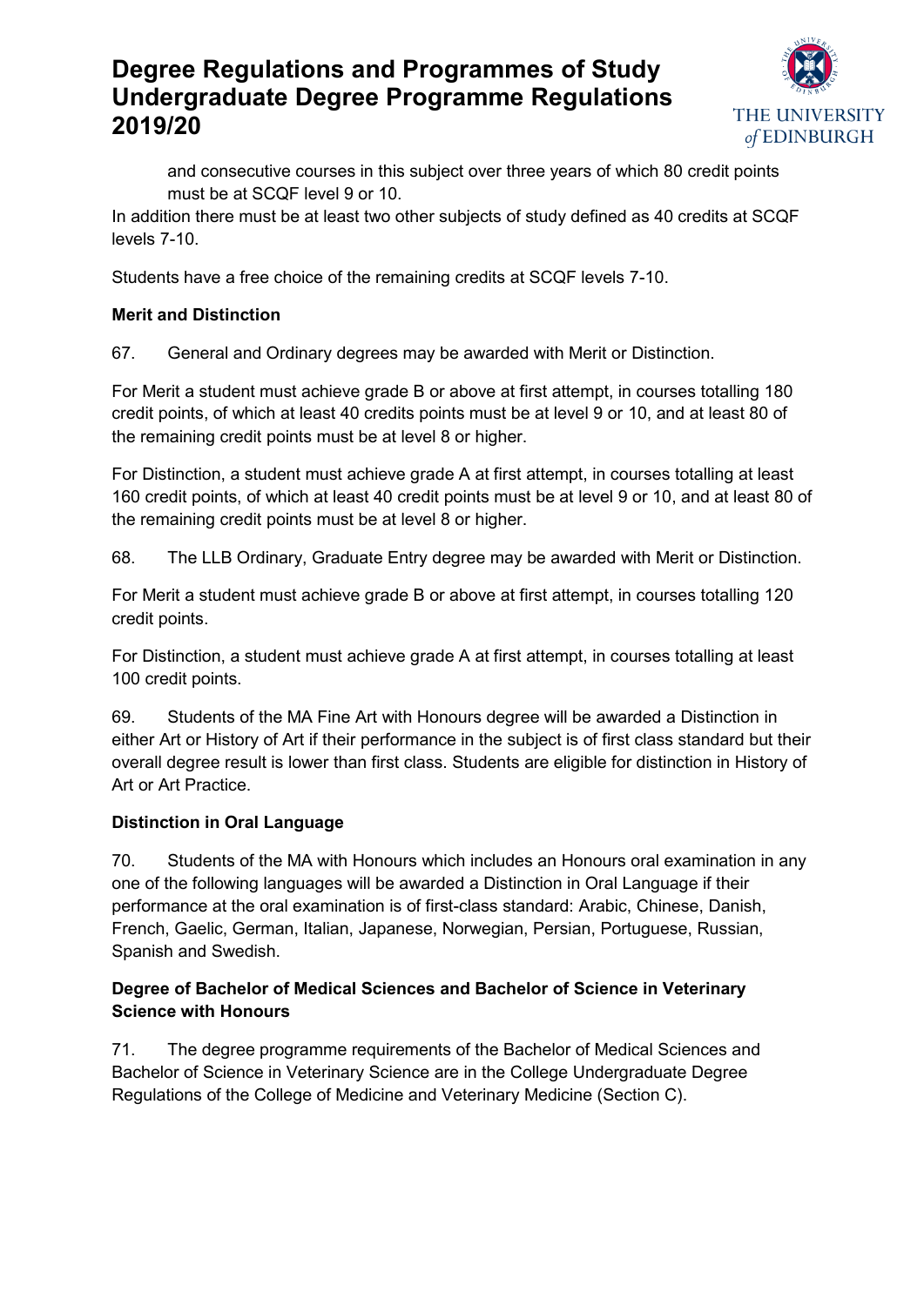and consecutive courses in this subject over three years of which 80 credit points must be at SCQF level 9 or 10.

In addition there must be at least two other subjects of study defined as 40 credits at SCQF levels 7-10.

Students have a free choice of the remaining credits at SCQF levels 7-10.

**Merit and Distinction**

67. General and Ordinary degrees may be awarded with Merit or Distinction.

For Merit a student must achieve grade B or above at first attempt, in courses totalling 180 credit points, of which at least 40 credits points must be at level 9 or 10, and at least 80 of the remaining credit points must be at level 8 or higher.

For Distinction, a student must achieve grade A at first attempt, in courses totalling at least 160 credit points, of which at least 40 credit points must be at level 9 or 10, and at least 80 of the remaining credit points must be at level 8 or higher.

68. The LLB Ordinary, Graduate Entry degree may be awarded with Merit or Distinction.

For Merit a student must achieve grade B or above at first attempt, in courses totalling 120 credit points.

For Distinction, a student must achieve grade A at first attempt, in courses totalling at least 100 credit points.

69. Students of the MA Fine Art with Honours degree will be awarded a Distinction in either Art or History of Art if their performance in the subject is of first class standard but their overall degree result is lower than first class. Students are eligible for distinction in History of Art or Art Practice.

**Distinction in Oral Language**

70. Students of the MA with Honours which includes an Honours oral examination in any one of the following languages will be awarded a Distinction in Oral Language if their performance at the oral examination is of first-class standard: Arabic, Chinese, Danish, French, Gaelic, German, Italian, Japanese, Norwegian, Persian, Portuguese, Russian, Spanish and Swedish.

**Degree of Bachelor of Medical Sciences and Bachelor of Science in Veterinary Science with Honours**

71. The degree programme requirements of the Bachelor of Medical Sciences and Bachelor of Science in Veterinary Science are in the College Undergraduate Degree Regulations of the College of Medicine and Veterinary Medicine (Section C).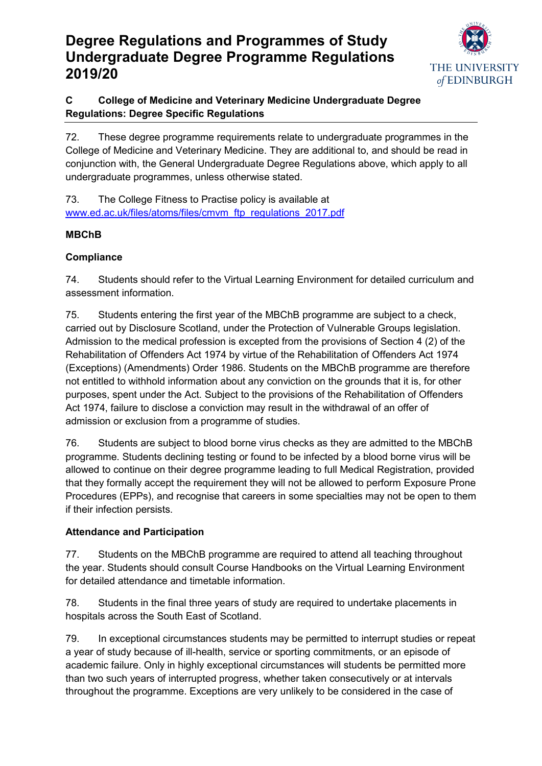# Degree Regulations and Programmes of Study Undergraduate Degree Programme Regulations 2019/20

**C College of Medicine and Veterinary Medicine Undergraduate Degree Regulations: Degree Specific Regulations**

72. These degree programme requirements relate to undergraduate programmes in the College of Medicine and Veterinary Medicine. They are additional to, and should be read in conjunction with, the General Undergraduate Degree Regulations above, which apply to all undergraduate programmes, unless otherwise stated.

73. The College Fitness to Practise policy is available at [www.ed.ac.uk/files/atoms/files/cmvm_ftp_regulations_2017.pdf](www.ed.ac.uk/files/atoms/files/cmvm_ftp_regulations_2017.pdf)

**MBChB**

**Compliance**

74. Students should refer to the Virtual Learning Environment for detailed curriculum and assessment information.

75. Students entering the first year of the MBChB programme are subject to a check, carried out by Disclosure Scotland, under the Protection of Vulnerable Groups legislation. Admission to the medical profession is excepted from the provisions of Section 4 (2) of the Rehabilitation of Offenders Act 1974 by virtue of the Rehabilitation of Offenders Act 1974 (Exceptions) (Amendments) Order 1986. Students on the MBChB programme are therefore not entitled to withhold information about any conviction on the grounds that it is, for other purposes, spent under the Act. Subject to the provisions of the Rehabilitation of Offenders Act 1974, failure to disclose a conviction may result in the withdrawal of an offer of admission or exclusion from a programme of studies.

76. Students are subject to blood borne virus checks as they are admitted to the MBChB programme. Students declining testing or found to be infected by a blood borne virus will be allowed to continue on their degree programme leading to full Medical Registration, provided that they formally accept the requirement they will not be allowed to perform Exposure Prone Procedures (EPPs), and recognise that careers in some specialties may not be open to them if their infection persists.

**Attendance and Participation**

77. Students on the MBChB programme are required to attend all teaching throughout the year. Students should consult Course Handbooks on the Virtual Learning Environment for detailed attendance and timetable information.

78. Students in the final three years of study are required to undertake placements in hospitals across the South East of Scotland.

79. In exceptional circumstances students may be permitted to interrupt studies or repeat a year of study because of ill-health, service or sporting commitments, or an episode of academic failure. Only in highly exceptional circumstances will students be permitted more than two such years of interrupted progress, whether taken consecutively or at intervals throughout the programme. Exceptions are very unlikely to be considered in the case of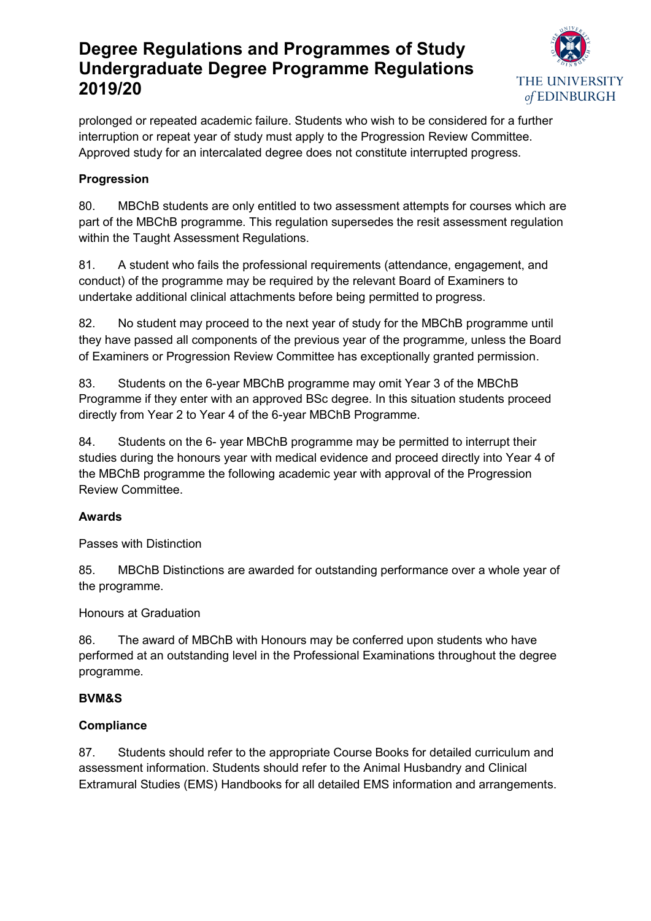prolonged or repeated academic failure. Students who wish to be considered for a further interruption or repeat year of study must apply to the Progression Review Committee. Approved study for an intercalated degree does not constitute interrupted progress.

**Progression**

80. MBChB students are only entitled to two assessment attempts for courses which are part of the MBChB programme. This regulation supersedes the resit assessment regulation within the Taught Assessment Regulations.

81. A student who fails the professional requirements (attendance, engagement, and conduct) of the programme may be required by the relevant Board of Examiners to undertake additional clinical attachments before being permitted to progress.

82. No student may proceed to the next year of study for the MBChB programme until they have passed all components of the previous year of the programme, unless the Board of Examiners or Progression Review Committee has exceptionally granted permission.

83. Students on the 6-year MBChB programme may omit Year 3 of the MBChB Programme if they enter with an approved BSc degree. In this situation students proceed directly from Year 2 to Year 4 of the 6-year MBChB Programme.

84. Students on the 6- year MBChB programme may be permitted to interrupt their studies during the honours year with medical evidence and proceed directly into Year 4 of the MBChB programme the following academic year with approval of the Progression Review Committee.

**Awards**

Passes with Distinction

85. MBChB Distinctions are awarded for outstanding performance over a whole year of the programme.

Honours at Graduation

86. The award of MBChB with Honours may be conferred upon students who have performed at an outstanding level in the Professional Examinations throughout the degree programme.

**BVM&S**

**Compliance**

87. Students should refer to the appropriate Course Books for detailed curriculum and assessment information. Students should refer to the Animal Husbandry and Clinical Extramural Studies (EMS) Handbooks for all detailed EMS information and arrangements.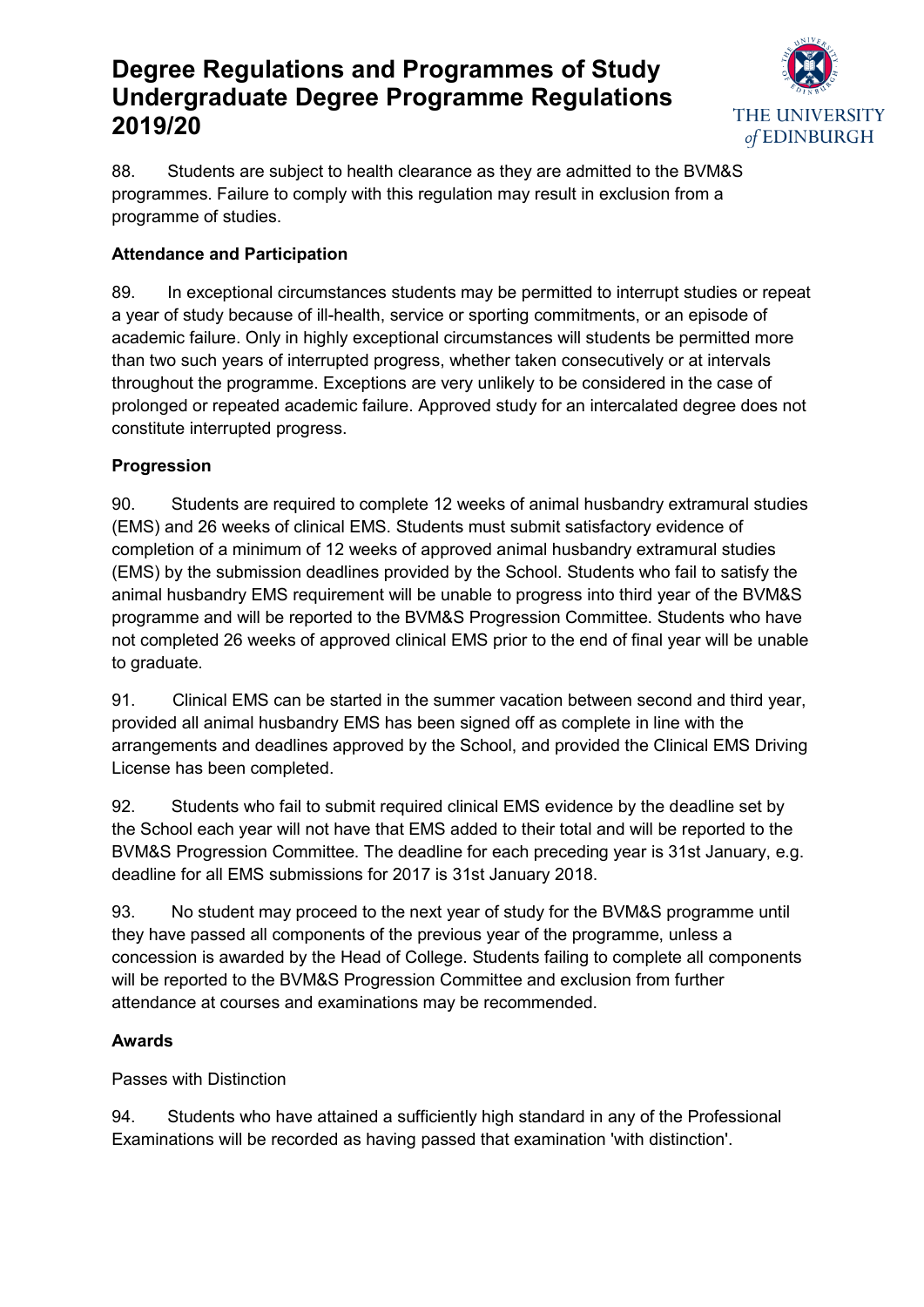88. Students are subject to health clearance as they are admitted to the BVM&S programmes. Failure to comply with this regulation may result in exclusion from a programme of studies.

**Attendance and Participation**

89. In exceptional circumstances students may be permitted to interrupt studies or repeat a year of study because of ill-health, service or sporting commitments, or an episode of academic failure. Only in highly exceptional circumstances will students be permitted more than two such years of interrupted progress, whether taken consecutively or at intervals throughout the programme. Exceptions are very unlikely to be considered in the case of prolonged or repeated academic failure. Approved study for an intercalated degree does not constitute interrupted progress.

**Progression**

90. Students are required to complete 12 weeks of animal husbandry extramural studies (EMS) and 26 weeks of clinical EMS. Students must submit satisfactory evidence of completion of a minimum of 12 weeks of approved animal husbandry extramural studies (EMS) by the submission deadlines provided by the School. Students who fail to satisfy the animal husbandry EMS requirement will be unable to progress into third year of the BVM&S programme and will be reported to the BVM&S Progression Committee. Students who have not completed 26 weeks of approved clinical EMS prior to the end of final year will be unable to graduate.

91. Clinical EMS can be started in the summer vacation between second and third year, provided all animal husbandry EMS has been signed off as complete in line with the arrangements and deadlines approved by the School, and provided the Clinical EMS Driving License has been completed.

92. Students who fail to submit required clinical EMS evidence by the deadline set by the School each year will not have that EMS added to their total and will be reported to the BVM&S Progression Committee. The deadline for each preceding year is 31st January, e.g. deadline for all EMS submissions for 2017 is 31st January 2018.

93. No student may proceed to the next year of study for the BVM&S programme until they have passed all components of the previous year of the programme, unless a concession is awarded by the Head of College. Students failing to complete all components will be reported to the BVM&S Progression Committee and exclusion from further attendance at courses and examinations may be recommended.

**Awards**

Passes with Distinction

94. Students who have attained a sufficiently high standard in any of the Professional Examinations will be recorded as having passed that examination 'with distinction'.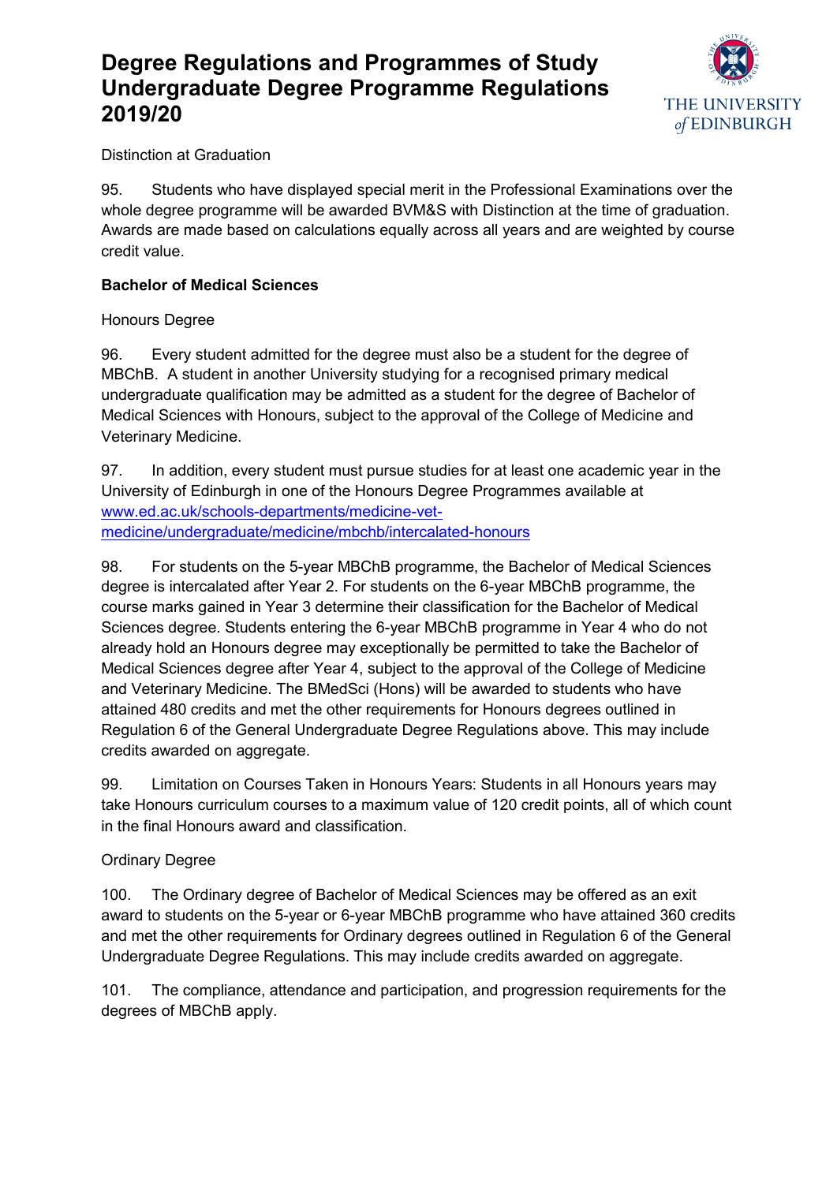Distinction at Graduation

95. Students who have displayed special merit in the Professional Examinations over the whole degree programme will be awarded BVM&S with Distinction at the time of graduation. Awards are made based on calculations equally across all years and are weighted by course credit value.

**Bachelor of Medical Sciences**

Honours Degree

96. Every student admitted for the degree must also be a student for the degree of MBChB. A student in another University studying for a recognised primary medical undergraduate qualification may be admitted as a student for the degree of Bachelor of Medical Sciences with Honours, subject to the approval of the College of Medicine and Veterinary Medicine.

97. In addition, every student must pursue studies for at least one academic year in the University of Edinburgh in one of the Honours Degree Programmes available at [www.ed.ac.uk/schools-departments/medicine-vet-medicine/undergraduate/medicine/mbchb/intercalated-honours](www.ed.ac.uk/schools-departments/medicine-vet-medicine/undergraduate/medicine/mbchb/intercalated-honours)

98. For students on the 5-year MBChB programme, the Bachelor of Medical Sciences degree is intercalated after Year 2. For students on the 6-year MBChB programme, the course marks gained in Year 3 determine their classification for the Bachelor of Medical Sciences degree. Students entering the 6-year MBChB programme in Year 4 who do not already hold an Honours degree may exceptionally be permitted to take the Bachelor of Medical Sciences degree after Year 4, subject to the approval of the College of Medicine and Veterinary Medicine. The BMedSci (Hons) will be awarded to students who have attained 480 credits and met the other requirements for Honours degrees outlined in Regulation 6 of the General Undergraduate Degree Regulations above. This may include credits awarded on aggregate.

99. Limitation on Courses Taken in Honours Years: Students in all Honours years may take Honours curriculum courses to a maximum value of 120 credit points, all of which count in the final Honours award and classification.

Ordinary Degree

100. The Ordinary degree of Bachelor of Medical Sciences may be offered as an exit award to students on the 5-year or 6-year MBChB programme who have attained 360 credits and met the other requirements for Ordinary degrees outlined in Regulation 6 of the General Undergraduate Degree Regulations. This may include credits awarded on aggregate.

101. The compliance, attendance and participation, and progression requirements for the degrees of MBChB apply.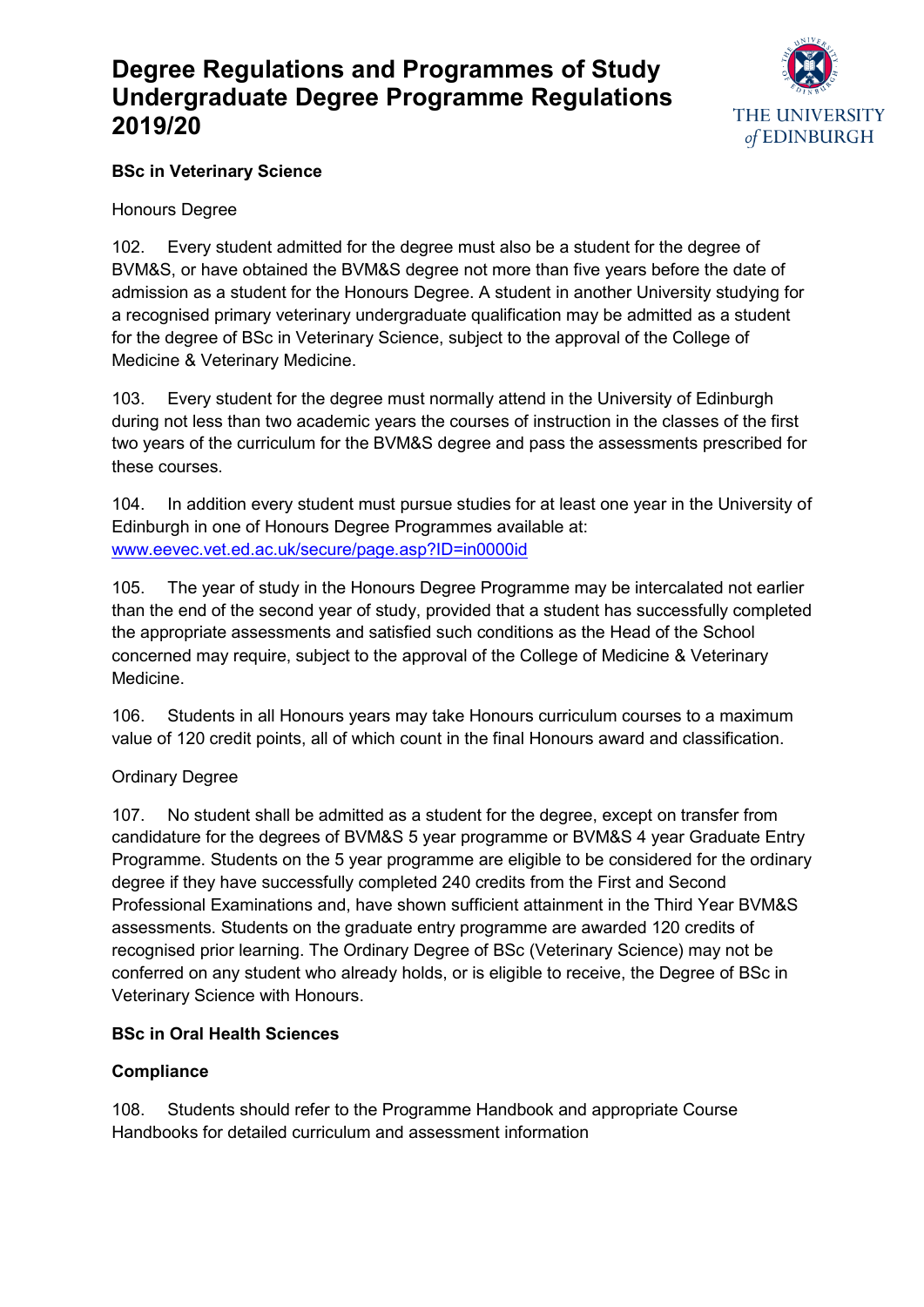**BSc in Veterinary Science**

Honours Degree

102. Every student admitted for the degree must also be a student for the degree of BVM&S, or have obtained the BVM&S degree not more than five years before the date of admission as a student for the Honours Degree. A student in another University studying for a recognised primary veterinary undergraduate qualification may be admitted as a student for the degree of BSc in Veterinary Science, subject to the approval of the College of Medicine & Veterinary Medicine.

103. Every student for the degree must normally attend in the University of Edinburgh during not less than two academic years the courses of instruction in the classes of the first two years of the curriculum for the BVM&S degree and pass the assessments prescribed for these courses.

104. In addition every student must pursue studies for at least one year in the University of Edinburgh in one of Honours Degree Programmes available at: [www.eevec.vet.ed.ac.uk/secure/page.asp?ID=in0000id](www.eevec.vet.ed.ac.uk/secure/page.asp?ID=in0000id)

105. The year of study in the Honours Degree Programme may be intercalated not earlier than the end of the second year of study, provided that a student has successfully completed the appropriate assessments and satisfied such conditions as the Head of the School concerned may require, subject to the approval of the College of Medicine & Veterinary Medicine.

106. Students in all Honours years may take Honours curriculum courses to a maximum value of 120 credit points, all of which count in the final Honours award and classification.

Ordinary Degree

107. No student shall be admitted as a student for the degree, except on transfer from candidature for the degrees of BVM&S 5 year programme or BVM&S 4 year Graduate Entry Programme. Students on the 5 year programme are eligible to be considered for the ordinary degree if they have successfully completed 240 credits from the First and Second Professional Examinations and, have shown sufficient attainment in the Third Year BVM&S assessments. Students on the graduate entry programme are awarded 120 credits of recognised prior learning. The Ordinary Degree of BSc (Veterinary Science) may not be conferred on any student who already holds, or is eligible to receive, the Degree of BSc in Veterinary Science with Honours.

**BSc in Oral Health Sciences**

**Compliance**

108. Students should refer to the Programme Handbook and appropriate Course Handbooks for detailed curriculum and assessment information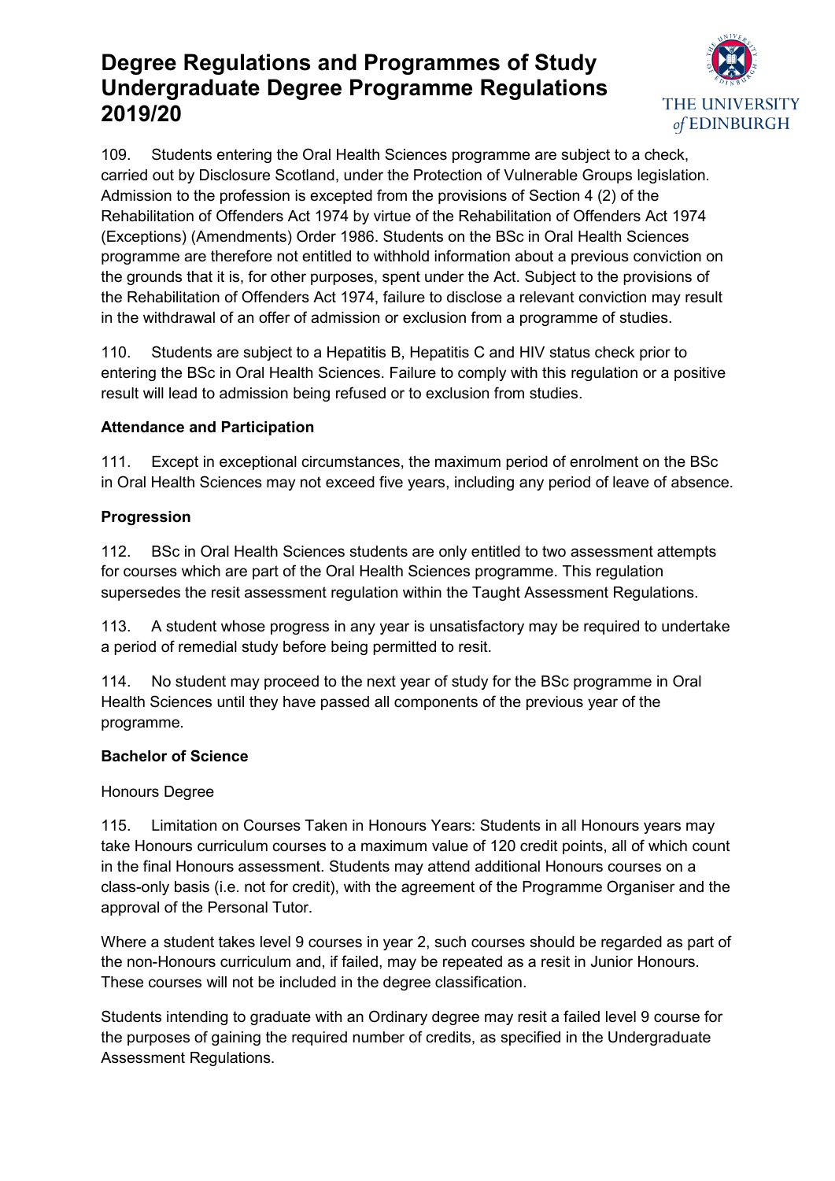109. Students entering the Oral Health Sciences programme are subject to a check, carried out by Disclosure Scotland, under the Protection of Vulnerable Groups legislation. Admission to the profession is excepted from the provisions of Section 4 (2) of the Rehabilitation of Offenders Act 1974 by virtue of the Rehabilitation of Offenders Act 1974 (Exceptions) (Amendments) Order 1986. Students on the BSc in Oral Health Sciences programme are therefore not entitled to withhold information about a previous conviction on the grounds that it is, for other purposes, spent under the Act. Subject to the provisions of the Rehabilitation of Offenders Act 1974, failure to disclose a relevant conviction may result in the withdrawal of an offer of admission or exclusion from a programme of studies.

110. Students are subject to a Hepatitis B, Hepatitis C and HIV status check prior to entering the BSc in Oral Health Sciences. Failure to comply with this regulation or a positive result will lead to admission being refused or to exclusion from studies.

**Attendance and Participation**

111. Except in exceptional circumstances, the maximum period of enrolment on the BSc in Oral Health Sciences may not exceed five years, including any period of leave of absence.

**Progression**

112. BSc in Oral Health Sciences students are only entitled to two assessment attempts for courses which are part of the Oral Health Sciences programme. This regulation supersedes the resit assessment regulation within the Taught Assessment Regulations.

113. A student whose progress in any year is unsatisfactory may be required to undertake a period of remedial study before being permitted to resit.

114. No student may proceed to the next year of study for the BSc programme in Oral Health Sciences until they have passed all components of the previous year of the programme.

**Bachelor of Science**

Honours Degree

115. Limitation on Courses Taken in Honours Years: Students in all Honours years may take Honours curriculum courses to a maximum value of 120 credit points, all of which count in the final Honours assessment. Students may attend additional Honours courses on a class-only basis (i.e. not for credit), with the agreement of the Programme Organiser and the approval of the Personal Tutor.

Where a student takes level 9 courses in year 2, such courses should be regarded as part of the non-Honours curriculum and, if failed, may be repeated as a resit in Junior Honours. These courses will not be included in the degree classification.

Students intending to graduate with an Ordinary degree may resit a failed level 9 course for the purposes of gaining the required number of credits, as specified in the Undergraduate Assessment Regulations.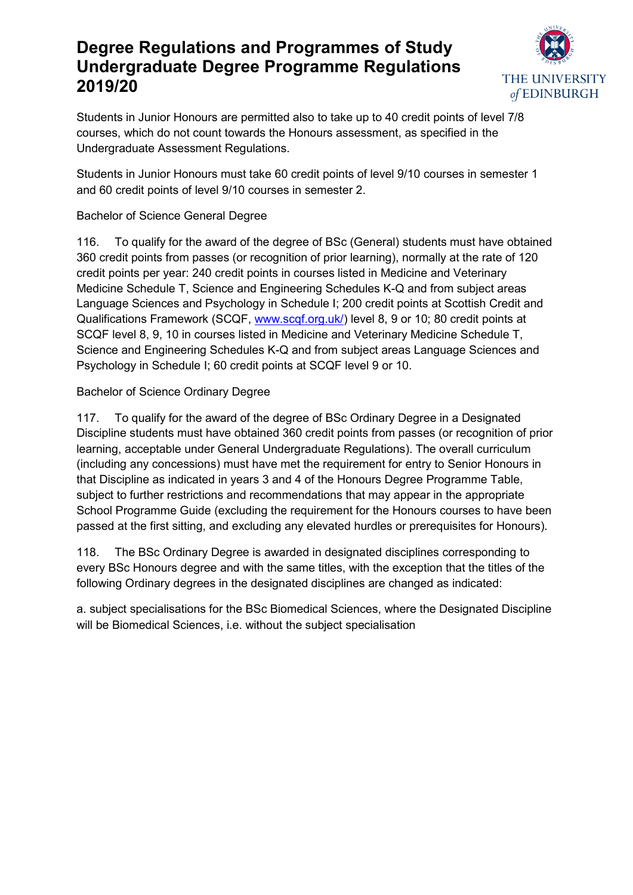Students in Junior Honours are permitted also to take up to 40 credit points of level 7/8 courses, which do not count towards the Honours assessment, as specified in the Undergraduate Assessment Regulations.

Students in Junior Honours must take 60 credit points of level 9/10 courses in semester 1 and 60 credit points of level 9/10 courses in semester 2.

Bachelor of Science General Degree

116. To qualify for the award of the degree of BSc (General) students must have obtained 360 credit points from passes (or recognition of prior learning), normally at the rate of 120 credit points per year: 240 credit points in courses listed in Medicine and Veterinary Medicine Schedule T, Science and Engineering Schedules K-Q and from subject areas Language Sciences and Psychology in Schedule I; 200 credit points at Scottish Credit and Qualifications Framework (SCQF, [www.scqf.org.uk/](http://www.scqf.org.uk/)) level 8, 9 or 10; 80 credit points at SCQF level 8, 9, 10 in courses listed in Medicine and Veterinary Medicine Schedule T, Science and Engineering Schedules K-Q and from subject areas Language Sciences and Psychology in Schedule I; 60 credit points at SCQF level 9 or 10.

Bachelor of Science Ordinary Degree

117. To qualify for the award of the degree of BSc Ordinary Degree in a Designated Discipline students must have obtained 360 credit points from passes (or recognition of prior learning, acceptable under General Undergraduate Regulations). The overall curriculum (including any concessions) must have met the requirement for entry to Senior Honours in that Discipline as indicated in years 3 and 4 of the Honours Degree Programme Table, subject to further restrictions and recommendations that may appear in the appropriate School Programme Guide (excluding the requirement for the Honours courses to have been passed at the first sitting, and excluding any elevated hurdles or prerequisites for Honours).

118. The BSc Ordinary Degree is awarded in designated disciplines corresponding to every BSc Honours degree and with the same titles, with the exception that the titles of the following Ordinary degrees in the designated disciplines are changed as indicated:

a. subject specialisations for the BSc Biomedical Sciences, where the Designated Discipline will be Biomedical Sciences, i.e. without the subject specialisation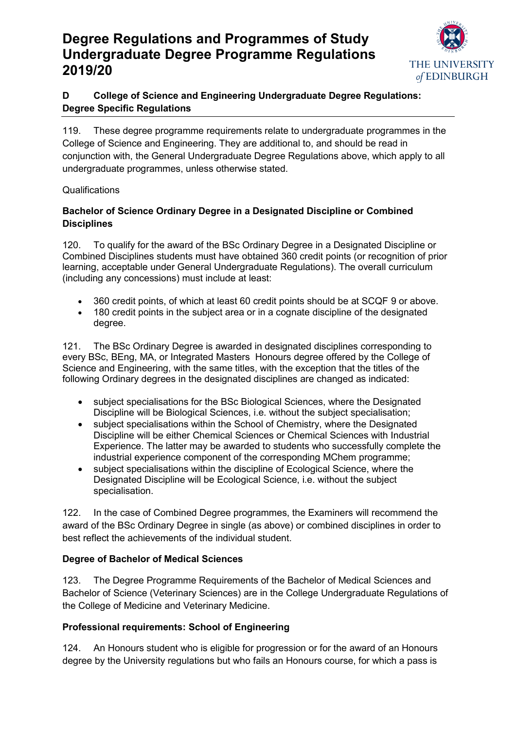# Degree Regulations and Programmes of Study Undergraduate Degree Programme Regulations 2019/20

## D College of Science and Engineering Undergraduate Degree Regulations: Degree Specific Regulations

119. These degree programme requirements relate to undergraduate programmes in the College of Science and Engineering. They are additional to, and should be read in conjunction with, the General Undergraduate Degree Regulations above, which apply to all undergraduate programmes, unless otherwise stated.

Qualifications

### Bachelor of Science Ordinary Degree in a Designated Discipline or Combined Disciplines

120. To qualify for the award of the BSc Ordinary Degree in a Designated Discipline or Combined Disciplines students must have obtained 360 credit points (or recognition of prior learning, acceptable under General Undergraduate Regulations). The overall curriculum (including any concessions) must include at least:

- 360 credit points, of which at least 60 credit points should be at SCQF 9 or above.
- 180 credit points in the subject area or in a cognate discipline of the designated degree.

121. The BSc Ordinary Degree is awarded in designated disciplines corresponding to every BSc, BEng, MA, or Integrated Masters Honours degree offered by the College of Science and Engineering, with the same titles, with the exception that the titles of the following Ordinary degrees in the designated disciplines are changed as indicated:

- subject specialisations for the BSc Biological Sciences, where the Designated Discipline will be Biological Sciences, i.e. without the subject specialisation;
- subject specialisations within the School of Chemistry, where the Designated Discipline will be either Chemical Sciences or Chemical Sciences with Industrial Experience. The latter may be awarded to students who successfully complete the industrial experience component of the corresponding MChem programme;
- subject specialisations within the discipline of Ecological Science, where the Designated Discipline will be Ecological Science, i.e. without the subject specialisation.

122. In the case of Combined Degree programmes, the Examiners will recommend the award of the BSc Ordinary Degree in single (as above) or combined disciplines in order to best reflect the achievements of the individual student.

### Degree of Bachelor of Medical Sciences

123. The Degree Programme Requirements of the Bachelor of Medical Sciences and Bachelor of Science (Veterinary Sciences) are in the College Undergraduate Regulations of the College of Medicine and Veterinary Medicine.

### Professional requirements: School of Engineering

124. An Honours student who is eligible for progression or for the award of an Honours degree by the University regulations but who fails an Honours course, for which a pass is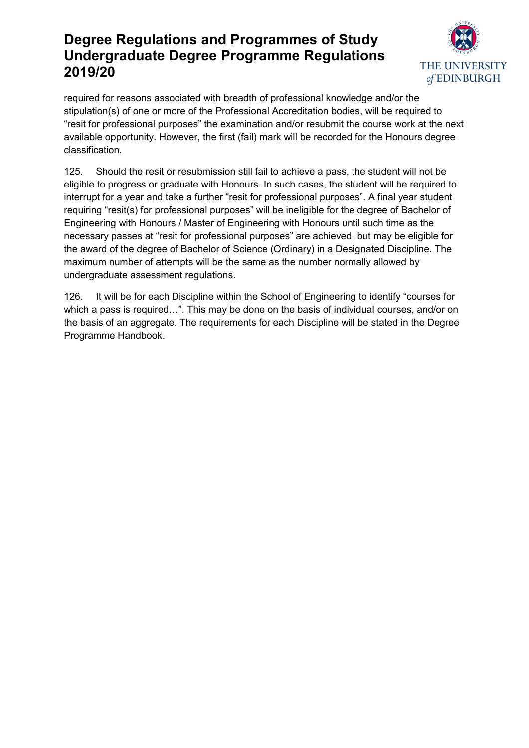required for reasons associated with breadth of professional knowledge and/or the stipulation(s) of one or more of the Professional Accreditation bodies, will be required to “resit for professional purposes” the examination and/or resubmit the course work at the next available opportunity. However, the first (fail) mark will be recorded for the Honours degree classification.

125. Should the resit or resubmission still fail to achieve a pass, the student will not be eligible to progress or graduate with Honours. In such cases, the student will be required to interrupt for a year and take a further “resit for professional purposes”. A final year student requiring “resit(s) for professional purposes” will be ineligible for the degree of Bachelor of Engineering with Honours / Master of Engineering with Honours until such time as the necessary passes at “resit for professional purposes” are achieved, but may be eligible for the award of the degree of Bachelor of Science (Ordinary) in a Designated Discipline. The maximum number of attempts will be the same as the number normally allowed by undergraduate assessment regulations.

126. It will be for each Discipline within the School of Engineering to identify “courses for which a pass is required…”. This may be done on the basis of individual courses, and/or on the basis of an aggregate. The requirements for each Discipline will be stated in the Degree Programme Handbook.